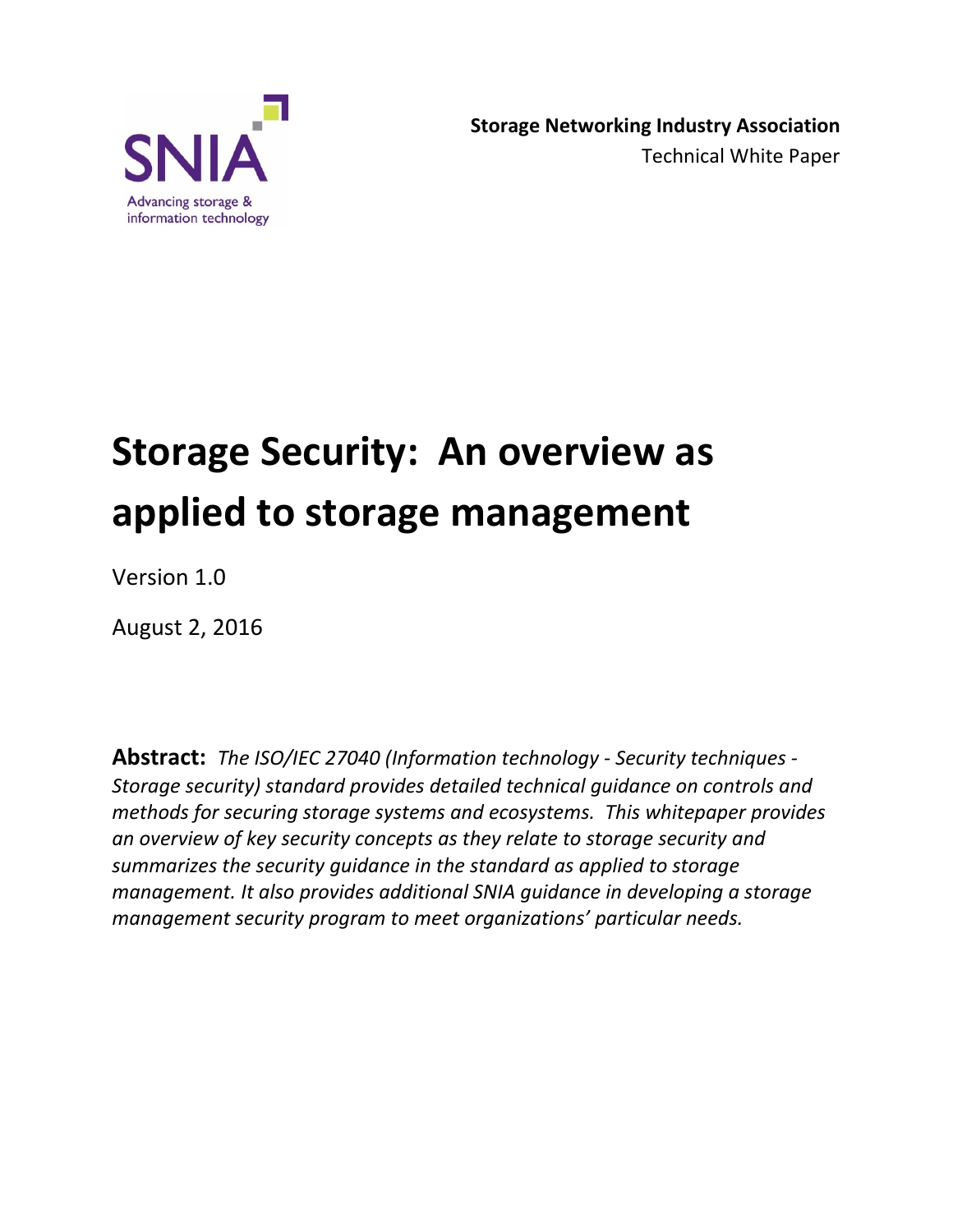SNIA

Advancing storage & information technology

**Storage Networking Industry Association**

Technical White Paper

# Storage Security: An overview as applied to storage management

Version 1.0

August 2, 2016

**Abstract:** *The ISO/IEC 27040 (Information technology - Security techniques - Storage security) standard provides detailed technical guidance on controls and methods for securing storage systems and ecosystems. This whitepaper provides an overview of key security concepts as they relate to storage security and summarizes the security guidance in the standard as applied to storage management. It also provides additional SNIA guidance in developing a storage management security program to meet organizations' particular needs.*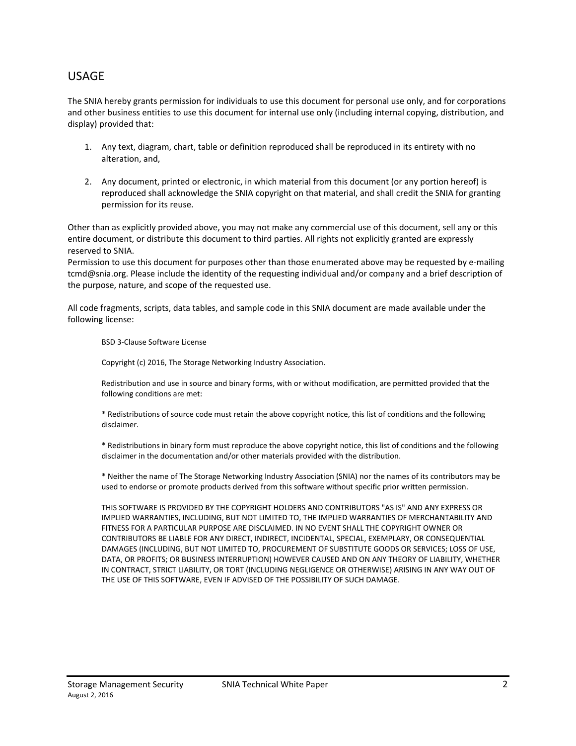## USAGE

The SNIA hereby grants permission for individuals to use this document for personal use only, and for corporations and other business entities to use this document for internal use only (including internal copying, distribution, and display) provided that:

1. Any text, diagram, chart, table or definition reproduced shall be reproduced in its entirety with no alteration, and,

2. Any document, printed or electronic, in which material from this document (or any portion hereof) is reproduced shall acknowledge the SNIA copyright on that material, and shall credit the SNIA for granting permission for its reuse.

Other than as explicitly provided above, you may not make any commercial use of this document, sell any or this entire document, or distribute this document to third parties. All rights not explicitly granted are expressly reserved to SNIA.
Permission to use this document for purposes other than those enumerated above may be requested by e-mailing tcmd@snia.org. Please include the identity of the requesting individual and/or company and a brief description of the purpose, nature, and scope of the requested use.

All code fragments, scripts, data tables, and sample code in this SNIA document are made available under the following license:

> BSD 3-Clause Software License
>
> Copyright (c) 2016, The Storage Networking Industry Association.
>
> Redistribution and use in source and binary forms, with or without modification, are permitted provided that the following conditions are met:
>
> * Redistributions of source code must retain the above copyright notice, this list of conditions and the following disclaimer.
>
> * Redistributions in binary form must reproduce the above copyright notice, this list of conditions and the following disclaimer in the documentation and/or other materials provided with the distribution.
>
> * Neither the name of The Storage Networking Industry Association (SNIA) nor the names of its contributors may be used to endorse or promote products derived from this software without specific prior written permission.
>
> THIS SOFTWARE IS PROVIDED BY THE COPYRIGHT HOLDERS AND CONTRIBUTORS "AS IS" AND ANY EXPRESS OR IMPLIED WARRANTIES, INCLUDING, BUT NOT LIMITED TO, THE IMPLIED WARRANTIES OF MERCHANTABILITY AND FITNESS FOR A PARTICULAR PURPOSE ARE DISCLAIMED. IN NO EVENT SHALL THE COPYRIGHT OWNER OR CONTRIBUTORS BE LIABLE FOR ANY DIRECT, INDIRECT, INCIDENTAL, SPECIAL, EXEMPLARY, OR CONSEQUENTIAL DAMAGES (INCLUDING, BUT NOT LIMITED TO, PROCUREMENT OF SUBSTITUTE GOODS OR SERVICES; LOSS OF USE, DATA, OR PROFITS; OR BUSINESS INTERRUPTION) HOWEVER CAUSED AND ON ANY THEORY OF LIABILITY, WHETHER IN CONTRACT, STRICT LIABILITY, OR TORT (INCLUDING NEGLIGENCE OR OTHERWISE) ARISING IN ANY WAY OUT OF THE USE OF THIS SOFTWARE, EVEN IF ADVISED OF THE POSSIBILITY OF SUCH DAMAGE.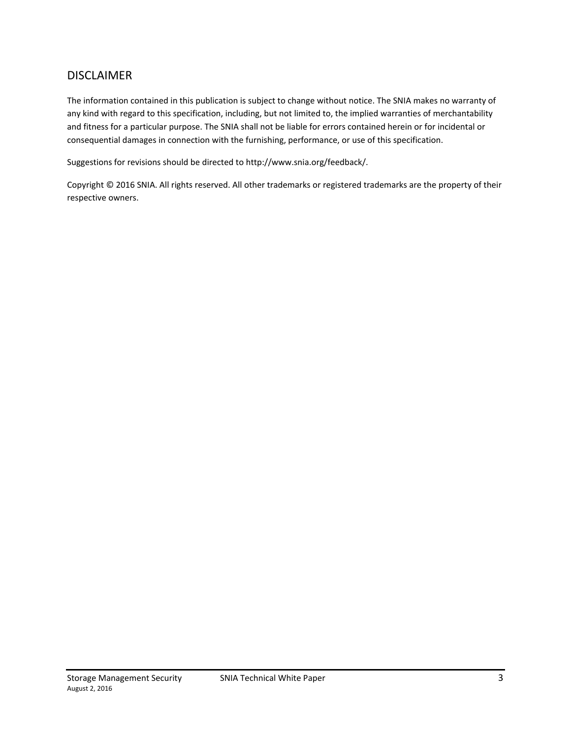## DISCLAIMER

The information contained in this publication is subject to change without notice. The SNIA makes no warranty of any kind with regard to this specification, including, but not limited to, the implied warranties of merchantability and fitness for a particular purpose. The SNIA shall not be liable for errors contained herein or for incidental or consequential damages in connection with the furnishing, performance, or use of this specification.

Suggestions for revisions should be directed to http://www.snia.org/feedback/.

Copyright © 2016 SNIA. All rights reserved. All other trademarks or registered trademarks are the property of their respective owners.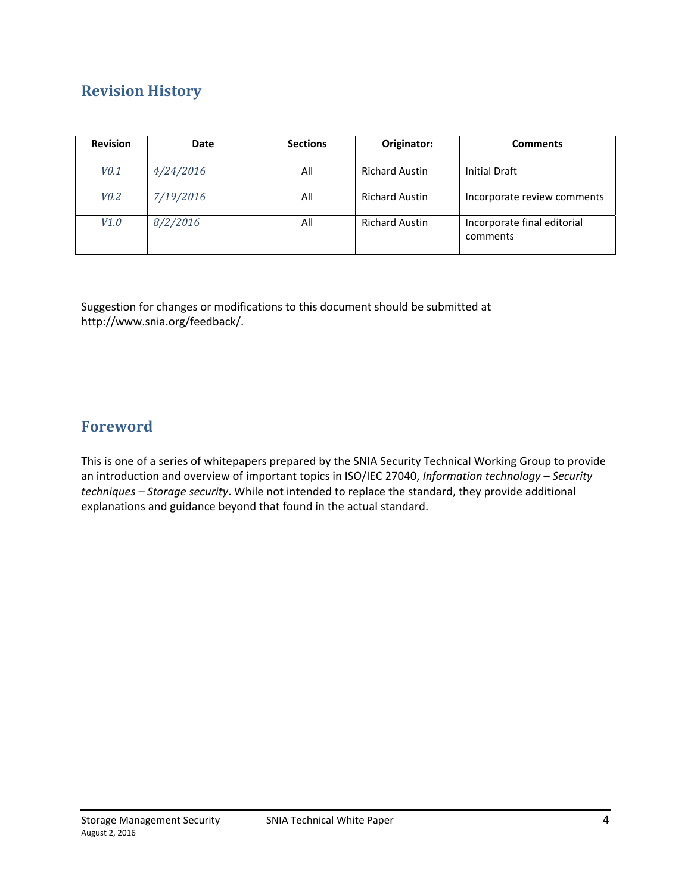## Revision History

| Revision | Date | Sections | Originator: | Comments |
|---|---|---|---|---|
| *V0.1* | *4/24/2016* | All | Richard Austin | Initial Draft |
| *V0.2* | *7/19/2016* | All | Richard Austin | Incorporate review comments |
| *V1.0* | *8/2/2016* | All | Richard Austin | Incorporate final editorial comments |

Suggestion for changes or modifications to this document should be submitted at http://www.snia.org/feedback/.

## Foreword

This is one of a series of whitepapers prepared by the SNIA Security Technical Working Group to provide an introduction and overview of important topics in ISO/IEC 27040, *Information technology – Security techniques – Storage security*. While not intended to replace the standard, they provide additional explanations and guidance beyond that found in the actual standard.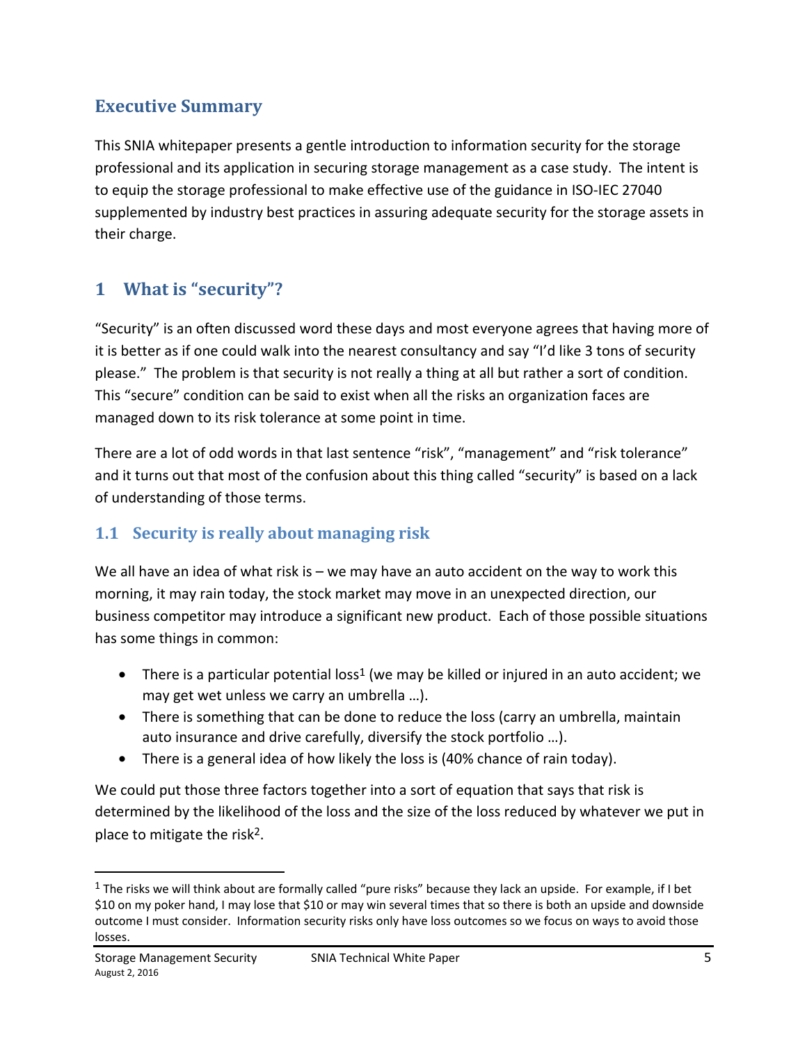## Executive Summary

This SNIA whitepaper presents a gentle introduction to information security for the storage professional and its application in securing storage management as a case study. The intent is to equip the storage professional to make effective use of the guidance in ISO-IEC 27040 supplemented by industry best practices in assuring adequate security for the storage assets in their charge.

# 1 What is "security"?

"Security" is an often discussed word these days and most everyone agrees that having more of it is better as if one could walk into the nearest consultancy and say "I'd like 3 tons of security please." The problem is that security is not really a thing at all but rather a sort of condition. This "secure" condition can be said to exist when all the risks an organization faces are managed down to its risk tolerance at some point in time.

There are a lot of odd words in that last sentence "risk", "management" and "risk tolerance" and it turns out that most of the confusion about this thing called "security" is based on a lack of understanding of those terms.

## 1.1 Security is really about managing risk

We all have an idea of what risk is – we may have an auto accident on the way to work this morning, it may rain today, the stock market may move in an unexpected direction, our business competitor may introduce a significant new product. Each of those possible situations has some things in common:

- There is a particular potential loss[1] (we may be killed or injured in an auto accident; we may get wet unless we carry an umbrella …).
- There is something that can be done to reduce the loss (carry an umbrella, maintain auto insurance and drive carefully, diversify the stock portfolio …).
- There is a general idea of how likely the loss is (40% chance of rain today).

We could put those three factors together into a sort of equation that says that risk is determined by the likelihood of the loss and the size of the loss reduced by whatever we put in place to mitigate the risk[2].

---

[1] The risks we will think about are formally called "pure risks" because they lack an upside. For example, if I bet $10 on my poker hand, I may lose that $10 or may win several times that so there is both an upside and downside outcome I must consider. Information security risks only have loss outcomes so we focus on ways to avoid those losses.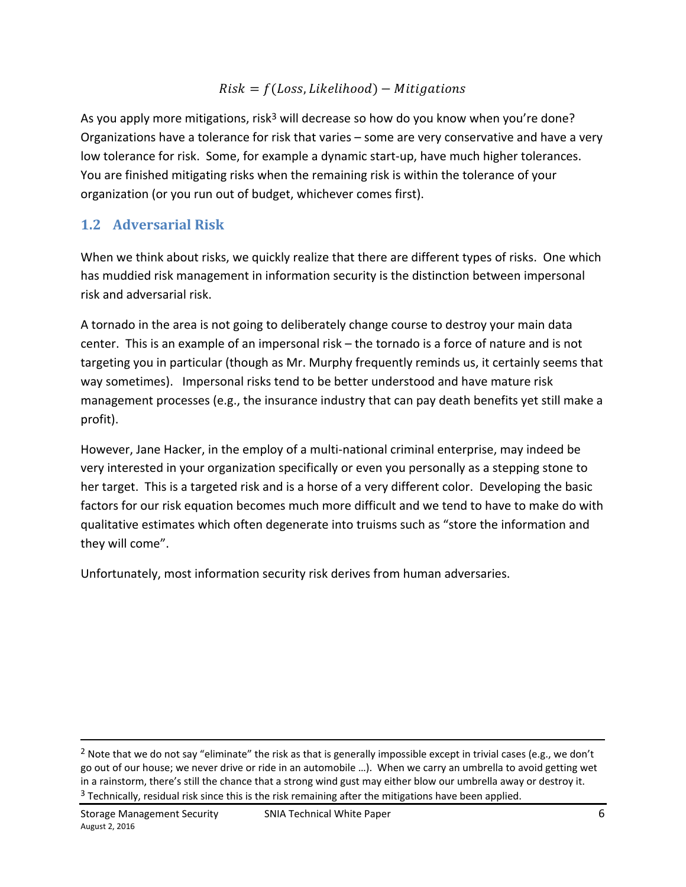$$Risk = f(Loss, Likelihood) - Mitigations$$

As you apply more mitigations, risk[3] will decrease so how do you know when you're done? Organizations have a tolerance for risk that varies – some are very conservative and have a very low tolerance for risk. Some, for example a dynamic start-up, have much higher tolerances. You are finished mitigating risks when the remaining risk is within the tolerance of your organization (or you run out of budget, whichever comes first).

## 1.2 Adversarial Risk

When we think about risks, we quickly realize that there are different types of risks. One which has muddied risk management in information security is the distinction between impersonal risk and adversarial risk.

A tornado in the area is not going to deliberately change course to destroy your main data center. This is an example of an impersonal risk – the tornado is a force of nature and is not targeting you in particular (though as Mr. Murphy frequently reminds us, it certainly seems that way sometimes). Impersonal risks tend to be better understood and have mature risk management processes (e.g., the insurance industry that can pay death benefits yet still make a profit).

However, Jane Hacker, in the employ of a multi-national criminal enterprise, may indeed be very interested in your organization specifically or even you personally as a stepping stone to her target. This is a targeted risk and is a horse of a very different color. Developing the basic factors for our risk equation becomes much more difficult and we tend to have to make do with qualitative estimates which often degenerate into truisms such as "store the information and they will come".

Unfortunately, most information security risk derives from human adversaries.

---

[2] Note that we do not say "eliminate" the risk as that is generally impossible except in trivial cases (e.g., we don't go out of our house; we never drive or ride in an automobile …). When we carry an umbrella to avoid getting wet in a rainstorm, there's still the chance that a strong wind gust may either blow our umbrella away or destroy it.

[3] Technically, residual risk since this is the risk remaining after the mitigations have been applied.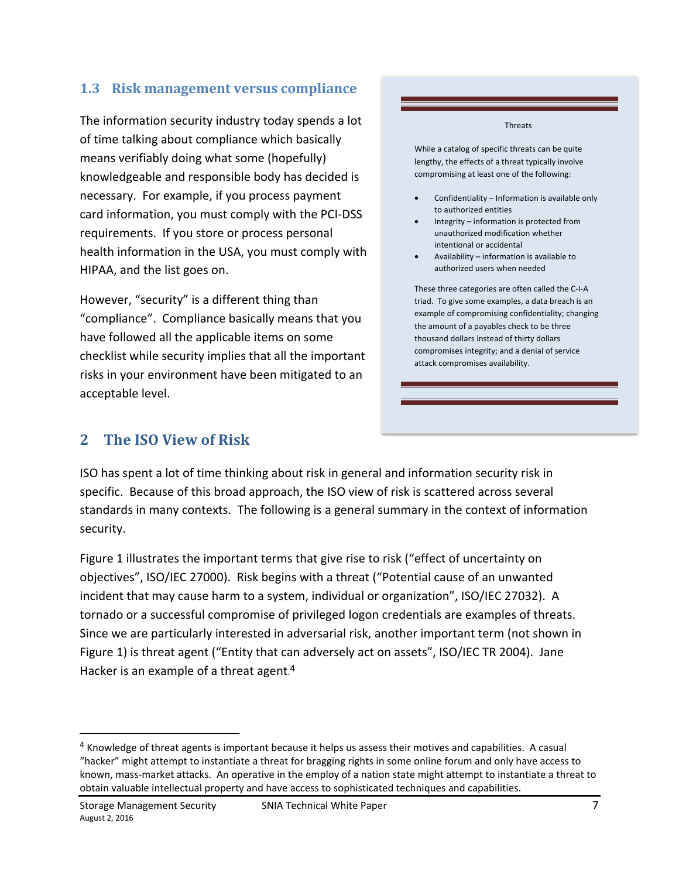## 1.3 Risk management versus compliance

The information security industry today spends a lot of time talking about compliance which basically means verifiably doing what some (hopefully) knowledgeable and responsible body has decided is necessary. For example, if you process payment card information, you must comply with the PCI-DSS requirements. If you store or process personal health information in the USA, you must comply with HIPAA, and the list goes on.

However, "security" is a different thing than "compliance". Compliance basically means that you have followed all the applicable items on some checklist while security implies that all the important risks in your environment have been mitigated to an acceptable level.

> **Threats**
>
> While a catalog of specific threats can be quite lengthy, the effects of a threat typically involve compromising at least one of the following:
>
> - Confidentiality – Information is available only to authorized entities
> - Integrity – information is protected from unauthorized modification whether intentional or accidental
> - Availability – information is available to authorized users when needed
>
> These three categories are often called the C-I-A triad. To give some examples, a data breach is an example of compromising confidentiality; changing the amount of a payables check to be three thousand dollars instead of thirty dollars compromises integrity; and a denial of service attack compromises availability.

# 2 The ISO View of Risk

ISO has spent a lot of time thinking about risk in general and information security risk in specific. Because of this broad approach, the ISO view of risk is scattered across several standards in many contexts. The following is a general summary in the context of information security.

Figure 1 illustrates the important terms that give rise to risk ("effect of uncertainty on objectives", ISO/IEC 27000). Risk begins with a threat ("Potential cause of an unwanted incident that may cause harm to a system, individual or organization", ISO/IEC 27032). A tornado or a successful compromise of privileged logon credentials are examples of threats. Since we are particularly interested in adversarial risk, another important term (not shown in Figure 1) is threat agent ("Entity that can adversely act on assets", ISO/IEC TR 2004). Jane Hacker is an example of a threat agent.[4]

---

[4] Knowledge of threat agents is important because it helps us assess their motives and capabilities. A casual "hacker" might attempt to instantiate a threat for bragging rights in some online forum and only have access to known, mass-market attacks. An operative in the employ of a nation state might attempt to instantiate a threat to obtain valuable intellectual property and have access to sophisticated techniques and capabilities.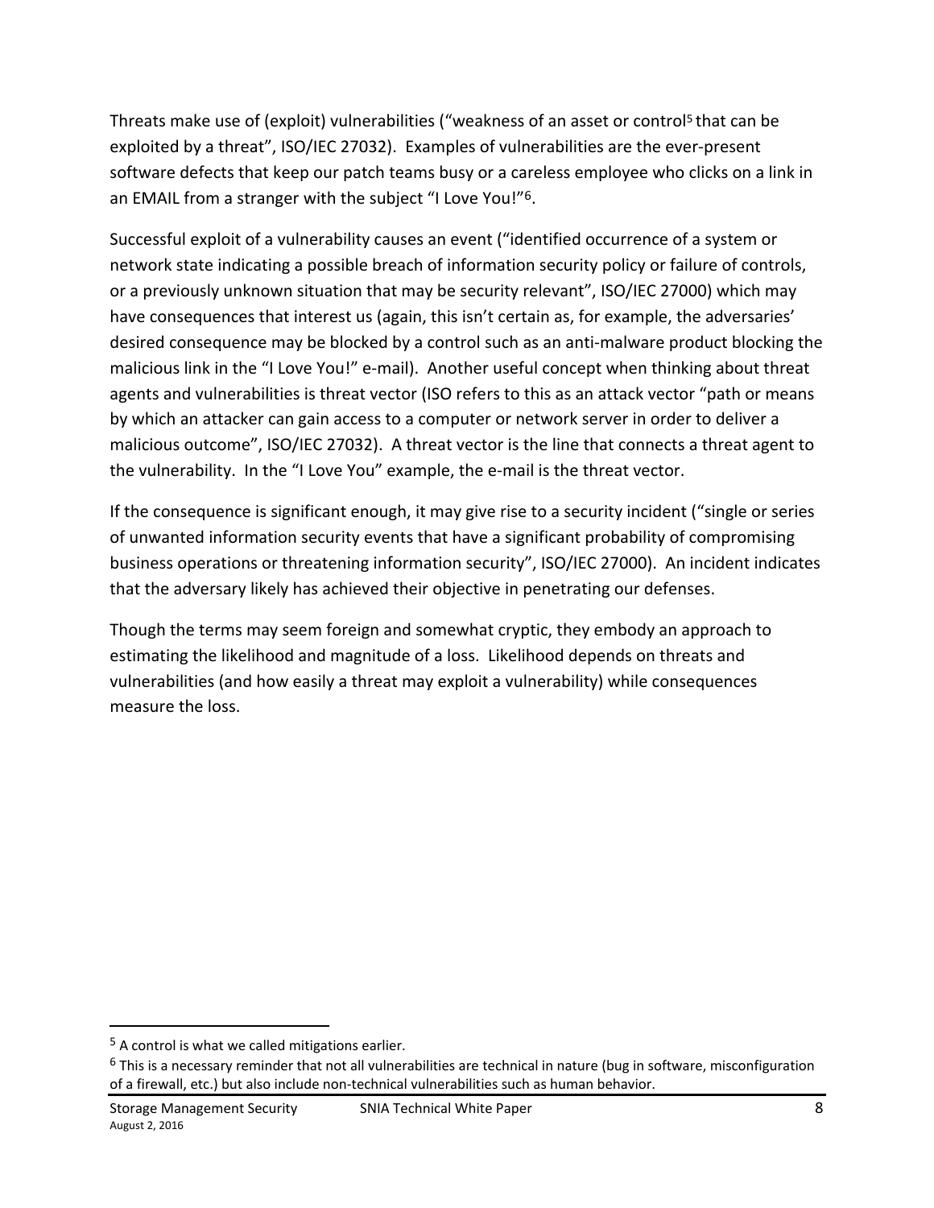Threats make use of (exploit) vulnerabilities ("weakness of an asset or control[5] that can be exploited by a threat", ISO/IEC 27032). Examples of vulnerabilities are the ever-present software defects that keep our patch teams busy or a careless employee who clicks on a link in an EMAIL from a stranger with the subject "I Love You!"[6].

Successful exploit of a vulnerability causes an event ("identified occurrence of a system or network state indicating a possible breach of information security policy or failure of controls, or a previously unknown situation that may be security relevant", ISO/IEC 27000) which may have consequences that interest us (again, this isn't certain as, for example, the adversaries' desired consequence may be blocked by a control such as an anti-malware product blocking the malicious link in the "I Love You!" e-mail). Another useful concept when thinking about threat agents and vulnerabilities is threat vector (ISO refers to this as an attack vector "path or means by which an attacker can gain access to a computer or network server in order to deliver a malicious outcome", ISO/IEC 27032). A threat vector is the line that connects a threat agent to the vulnerability. In the "I Love You" example, the e-mail is the threat vector.

If the consequence is significant enough, it may give rise to a security incident ("single or series of unwanted information security events that have a significant probability of compromising business operations or threatening information security", ISO/IEC 27000). An incident indicates that the adversary likely has achieved their objective in penetrating our defenses.

Though the terms may seem foreign and somewhat cryptic, they embody an approach to estimating the likelihood and magnitude of a loss. Likelihood depends on threats and vulnerabilities (and how easily a threat may exploit a vulnerability) while consequences measure the loss.

---

[5] A control is what we called mitigations earlier.

[6] This is a necessary reminder that not all vulnerabilities are technical in nature (bug in software, misconfiguration of a firewall, etc.) but also include non-technical vulnerabilities such as human behavior.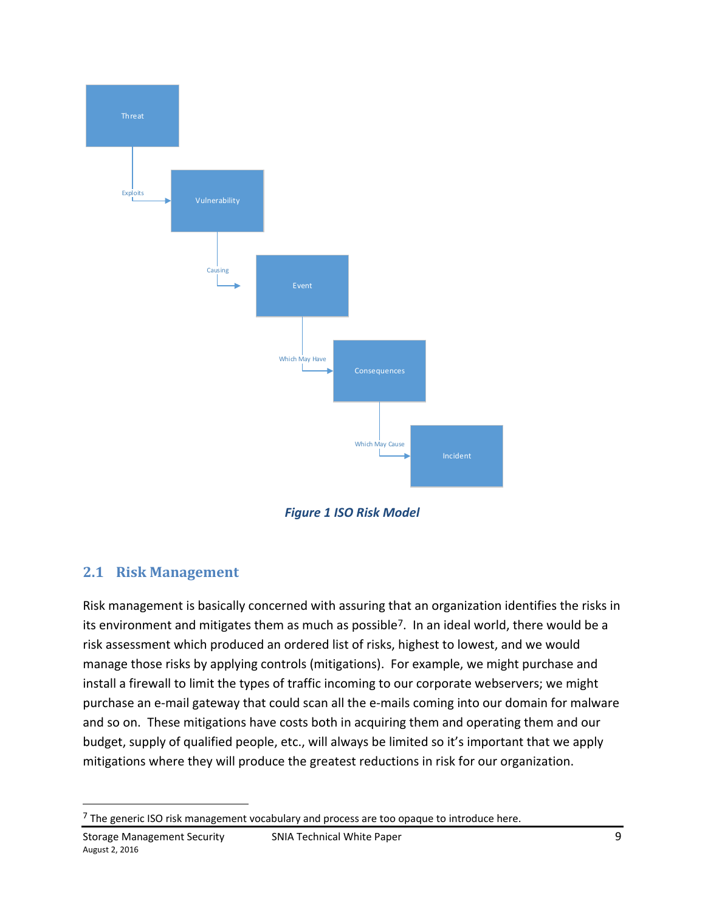Threat

Exploits

Vulnerability

Causing

Event

Which May Have

Consequences

Which May Cause

Incident

***Figure 1 ISO Risk Model***

## 2.1 Risk Management

Risk management is basically concerned with assuring that an organization identifies the risks in its environment and mitigates them as much as possible[7]. In an ideal world, there would be a risk assessment which produced an ordered list of risks, highest to lowest, and we would manage those risks by applying controls (mitigations). For example, we might purchase and install a firewall to limit the types of traffic incoming to our corporate webservers; we might purchase an e-mail gateway that could scan all the e-mails coming into our domain for malware and so on. These mitigations have costs both in acquiring them and operating them and our budget, supply of qualified people, etc., will always be limited so it's important that we apply mitigations where they will produce the greatest reductions in risk for our organization.

---

[7] The generic ISO risk management vocabulary and process are too opaque to introduce here.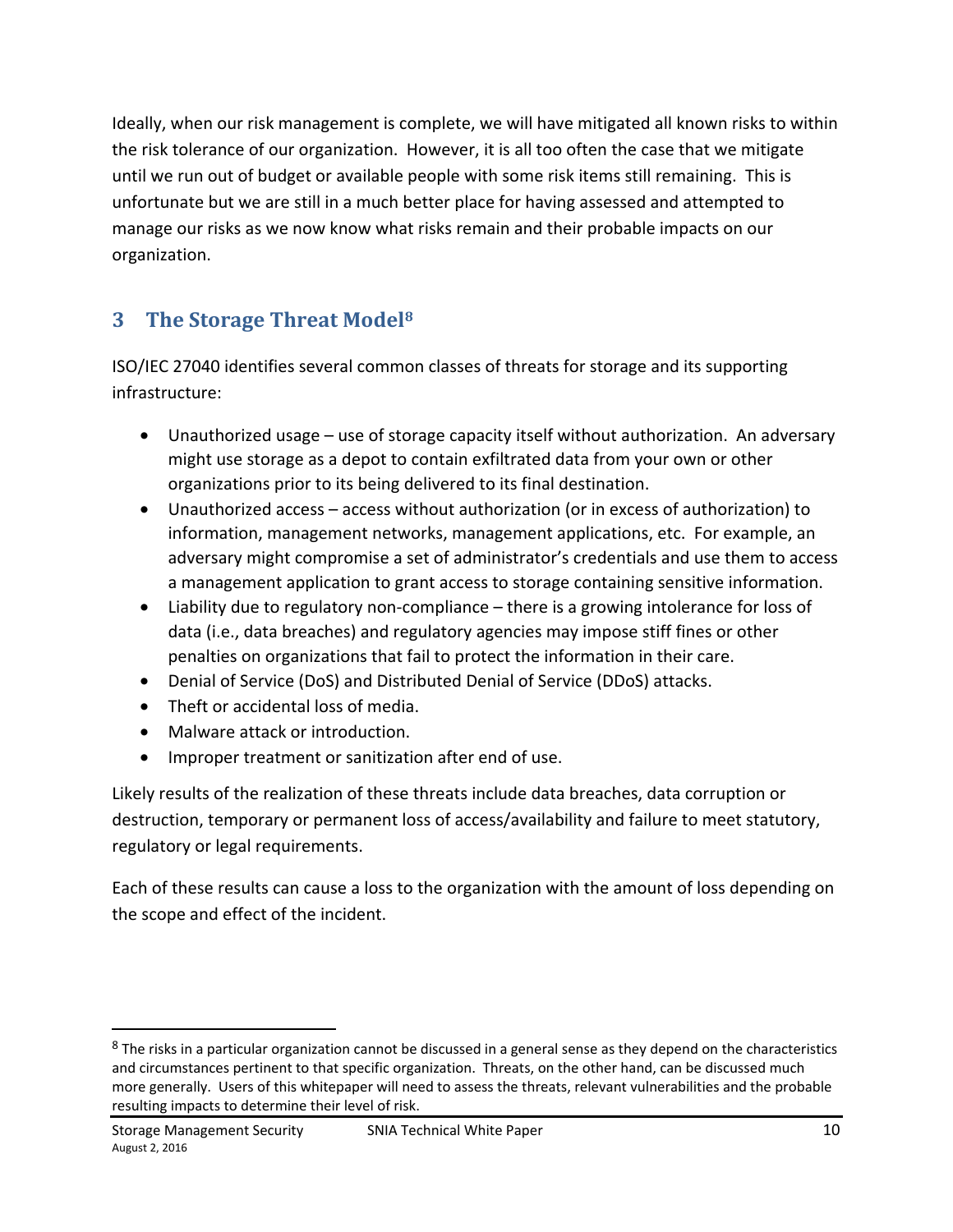Ideally, when our risk management is complete, we will have mitigated all known risks to within the risk tolerance of our organization. However, it is all too often the case that we mitigate until we run out of budget or available people with some risk items still remaining. This is unfortunate but we are still in a much better place for having assessed and attempted to manage our risks as we now know what risks remain and their probable impacts on our organization.

## 3 The Storage Threat Model[8]

ISO/IEC 27040 identifies several common classes of threats for storage and its supporting infrastructure:

- Unauthorized usage – use of storage capacity itself without authorization. An adversary might use storage as a depot to contain exfiltrated data from your own or other organizations prior to its being delivered to its final destination.
- Unauthorized access – access without authorization (or in excess of authorization) to information, management networks, management applications, etc. For example, an adversary might compromise a set of administrator's credentials and use them to access a management application to grant access to storage containing sensitive information.
- Liability due to regulatory non-compliance – there is a growing intolerance for loss of data (i.e., data breaches) and regulatory agencies may impose stiff fines or other penalties on organizations that fail to protect the information in their care.
- Denial of Service (DoS) and Distributed Denial of Service (DDoS) attacks.
- Theft or accidental loss of media.
- Malware attack or introduction.
- Improper treatment or sanitization after end of use.

Likely results of the realization of these threats include data breaches, data corruption or destruction, temporary or permanent loss of access/availability and failure to meet statutory, regulatory or legal requirements.

Each of these results can cause a loss to the organization with the amount of loss depending on the scope and effect of the incident.

---

[8] The risks in a particular organization cannot be discussed in a general sense as they depend on the characteristics and circumstances pertinent to that specific organization. Threats, on the other hand, can be discussed much more generally. Users of this whitepaper will need to assess the threats, relevant vulnerabilities and the probable resulting impacts to determine their level of risk.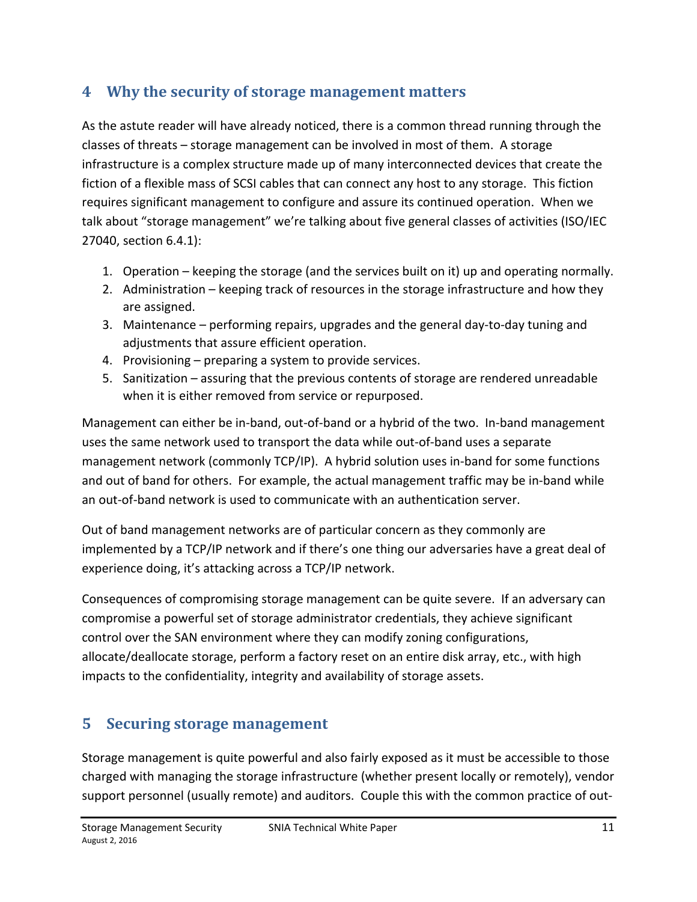# 4 Why the security of storage management matters

As the astute reader will have already noticed, there is a common thread running through the classes of threats – storage management can be involved in most of them. A storage infrastructure is a complex structure made up of many interconnected devices that create the fiction of a flexible mass of SCSI cables that can connect any host to any storage. This fiction requires significant management to configure and assure its continued operation. When we talk about "storage management" we're talking about five general classes of activities (ISO/IEC 27040, section 6.4.1):

1. Operation – keeping the storage (and the services built on it) up and operating normally.
2. Administration – keeping track of resources in the storage infrastructure and how they are assigned.
3. Maintenance – performing repairs, upgrades and the general day-to-day tuning and adjustments that assure efficient operation.
4. Provisioning – preparing a system to provide services.
5. Sanitization – assuring that the previous contents of storage are rendered unreadable when it is either removed from service or repurposed.

Management can either be in-band, out-of-band or a hybrid of the two. In-band management uses the same network used to transport the data while out-of-band uses a separate management network (commonly TCP/IP). A hybrid solution uses in-band for some functions and out of band for others. For example, the actual management traffic may be in-band while an out-of-band network is used to communicate with an authentication server.

Out of band management networks are of particular concern as they commonly are implemented by a TCP/IP network and if there's one thing our adversaries have a great deal of experience doing, it's attacking across a TCP/IP network.

Consequences of compromising storage management can be quite severe. If an adversary can compromise a powerful set of storage administrator credentials, they achieve significant control over the SAN environment where they can modify zoning configurations, allocate/deallocate storage, perform a factory reset on an entire disk array, etc., with high impacts to the confidentiality, integrity and availability of storage assets.

# 5 Securing storage management

Storage management is quite powerful and also fairly exposed as it must be accessible to those charged with managing the storage infrastructure (whether present locally or remotely), vendor support personnel (usually remote) and auditors. Couple this with the common practice of out-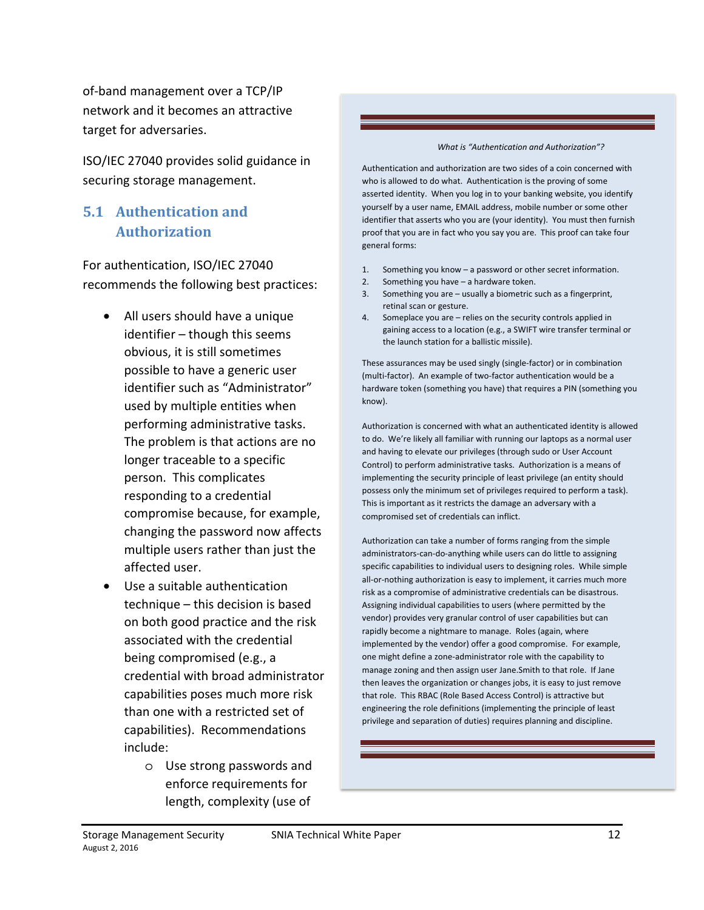of-band management over a TCP/IP network and it becomes an attractive target for adversaries.

ISO/IEC 27040 provides solid guidance in securing storage management.

## 5.1 Authentication and Authorization

For authentication, ISO/IEC 27040 recommends the following best practices:

- All users should have a unique identifier – though this seems obvious, it is still sometimes possible to have a generic user identifier such as "Administrator" used by multiple entities when performing administrative tasks. The problem is that actions are no longer traceable to a specific person. This complicates responding to a credential compromise because, for example, changing the password now affects multiple users rather than just the affected user.
- Use a suitable authentication technique – this decision is based on both good practice and the risk associated with the credential being compromised (e.g., a credential with broad administrator capabilities poses much more risk than one with a restricted set of capabilities). Recommendations include:
  - Use strong passwords and enforce requirements for length, complexity (use of

---

*What is "Authentication and Authorization"?*

Authentication and authorization are two sides of a coin concerned with who is allowed to do what. Authentication is the proving of some asserted identity. When you log in to your banking website, you identify yourself by a user name, EMAIL address, mobile number or some other identifier that asserts who you are (your identity). You must then furnish proof that you are in fact who you say you are. This proof can take four general forms:

1. Something you know – a password or other secret information.
2. Something you have – a hardware token.
3. Something you are – usually a biometric such as a fingerprint, retinal scan or gesture.
4. Someplace you are – relies on the security controls applied in gaining access to a location (e.g., a SWIFT wire transfer terminal or the launch station for a ballistic missile).

These assurances may be used singly (single-factor) or in combination (multi-factor). An example of two-factor authentication would be a hardware token (something you have) that requires a PIN (something you know).

Authorization is concerned with what an authenticated identity is allowed to do. We're likely all familiar with running our laptops as a normal user and having to elevate our privileges (through sudo or User Account Control) to perform administrative tasks. Authorization is a means of implementing the security principle of least privilege (an entity should possess only the minimum set of privileges required to perform a task). This is important as it restricts the damage an adversary with a compromised set of credentials can inflict.

Authorization can take a number of forms ranging from the simple administrators-can-do-anything while users can do little to assigning specific capabilities to individual users to designing roles. While simple all-or-nothing authorization is easy to implement, it carries much more risk as a compromise of administrative credentials can be disastrous. Assigning individual capabilities to users (where permitted by the vendor) provides very granular control of user capabilities but can rapidly become a nightmare to manage. Roles (again, where implemented by the vendor) offer a good compromise. For example, one might define a zone-administrator role with the capability to manage zoning and then assign user Jane.Smith to that role. If Jane then leaves the organization or changes jobs, it is easy to just remove that role. This RBAC (Role Based Access Control) is attractive but engineering the role definitions (implementing the principle of least privilege and separation of duties) requires planning and discipline.

---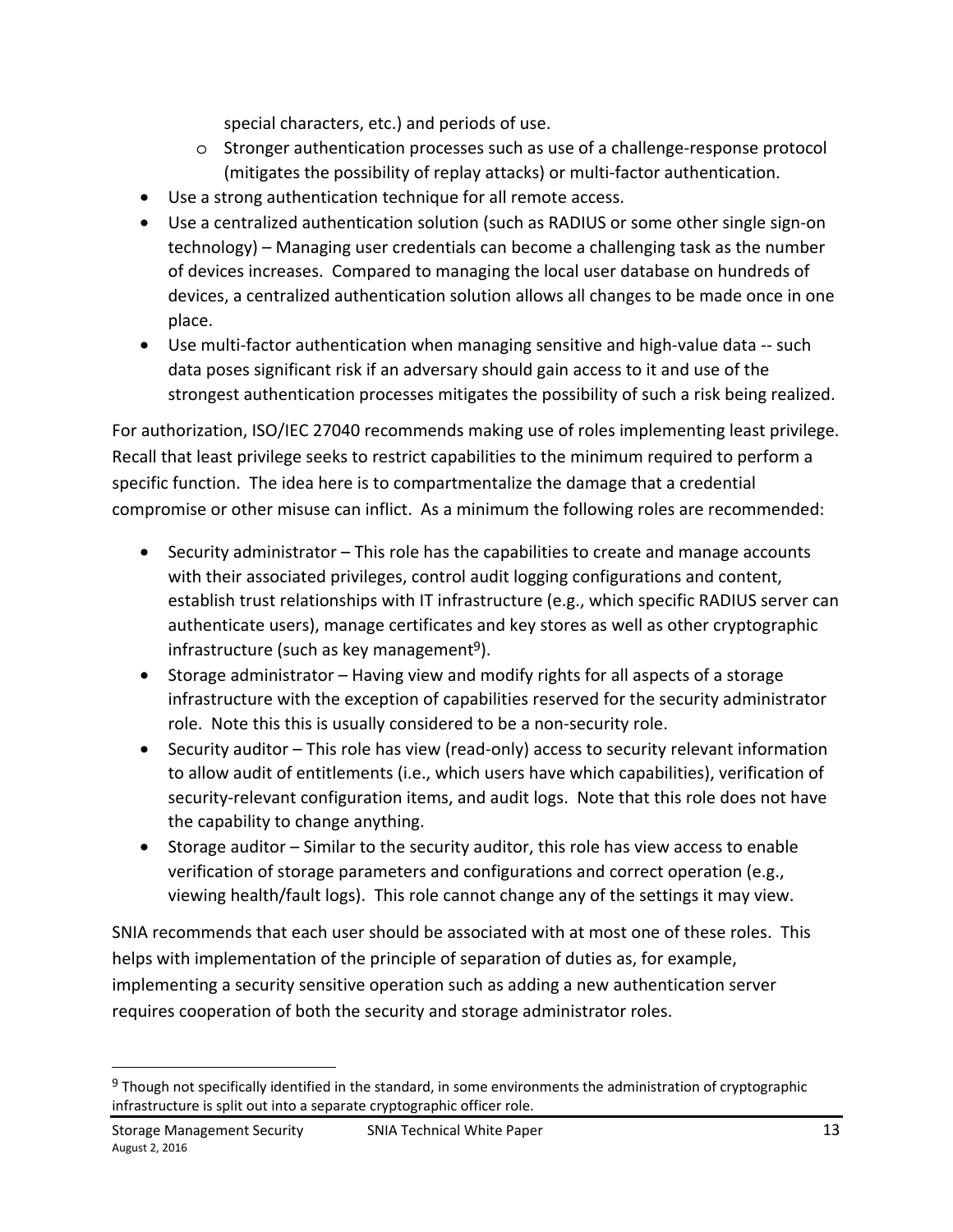special characters, etc.) and periods of use.

   - Stronger authentication processes such as use of a challenge-response protocol (mitigates the possibility of replay attacks) or multi-factor authentication.

- Use a strong authentication technique for all remote access.
- Use a centralized authentication solution (such as RADIUS or some other single sign-on technology) – Managing user credentials can become a challenging task as the number of devices increases. Compared to managing the local user database on hundreds of devices, a centralized authentication solution allows all changes to be made once in one place.
- Use multi-factor authentication when managing sensitive and high-value data -- such data poses significant risk if an adversary should gain access to it and use of the strongest authentication processes mitigates the possibility of such a risk being realized.

For authorization, ISO/IEC 27040 recommends making use of roles implementing least privilege. Recall that least privilege seeks to restrict capabilities to the minimum required to perform a specific function. The idea here is to compartmentalize the damage that a credential compromise or other misuse can inflict. As a minimum the following roles are recommended:

- Security administrator – This role has the capabilities to create and manage accounts with their associated privileges, control audit logging configurations and content, establish trust relationships with IT infrastructure (e.g., which specific RADIUS server can authenticate users), manage certificates and key stores as well as other cryptographic infrastructure (such as key management[9]).
- Storage administrator – Having view and modify rights for all aspects of a storage infrastructure with the exception of capabilities reserved for the security administrator role. Note this this is usually considered to be a non-security role.
- Security auditor – This role has view (read-only) access to security relevant information to allow audit of entitlements (i.e., which users have which capabilities), verification of security-relevant configuration items, and audit logs. Note that this role does not have the capability to change anything.
- Storage auditor – Similar to the security auditor, this role has view access to enable verification of storage parameters and configurations and correct operation (e.g., viewing health/fault logs). This role cannot change any of the settings it may view.

SNIA recommends that each user should be associated with at most one of these roles. This helps with implementation of the principle of separation of duties as, for example, implementing a security sensitive operation such as adding a new authentication server requires cooperation of both the security and storage administrator roles.

---

[9] Though not specifically identified in the standard, in some environments the administration of cryptographic infrastructure is split out into a separate cryptographic officer role.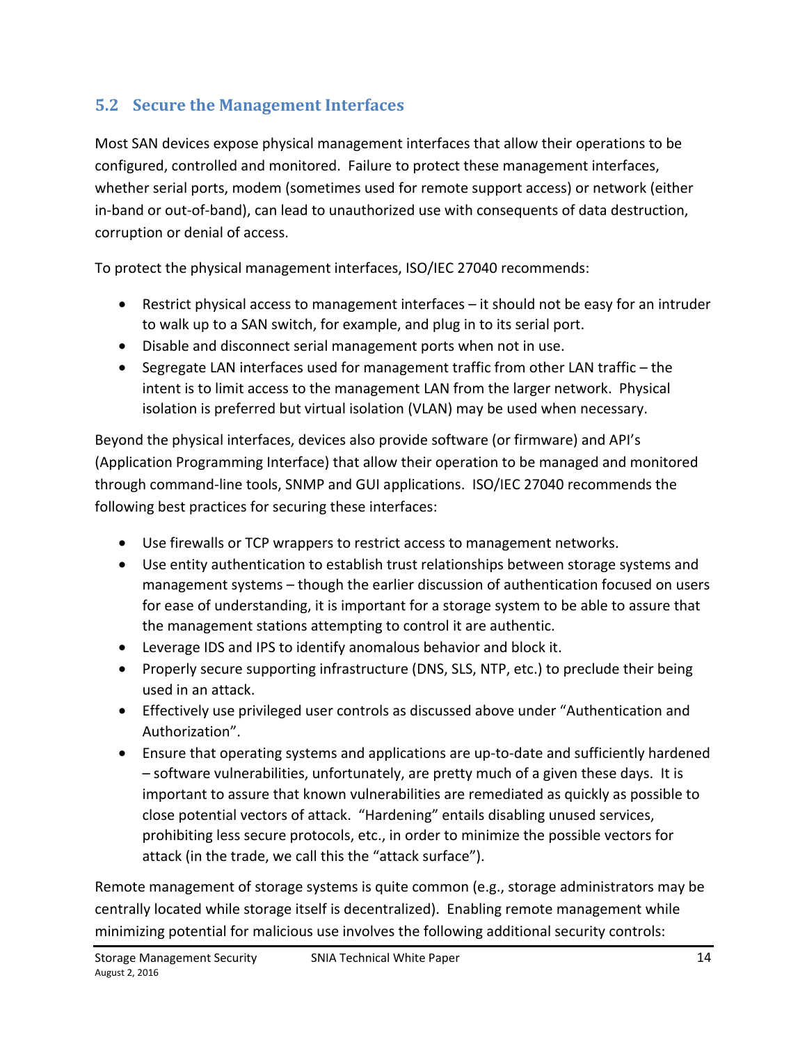## 5.2 Secure the Management Interfaces

Most SAN devices expose physical management interfaces that allow their operations to be configured, controlled and monitored. Failure to protect these management interfaces, whether serial ports, modem (sometimes used for remote support access) or network (either in-band or out-of-band), can lead to unauthorized use with consequents of data destruction, corruption or denial of access.

To protect the physical management interfaces, ISO/IEC 27040 recommends:

- Restrict physical access to management interfaces – it should not be easy for an intruder to walk up to a SAN switch, for example, and plug in to its serial port.
- Disable and disconnect serial management ports when not in use.
- Segregate LAN interfaces used for management traffic from other LAN traffic – the intent is to limit access to the management LAN from the larger network. Physical isolation is preferred but virtual isolation (VLAN) may be used when necessary.

Beyond the physical interfaces, devices also provide software (or firmware) and API's (Application Programming Interface) that allow their operation to be managed and monitored through command-line tools, SNMP and GUI applications. ISO/IEC 27040 recommends the following best practices for securing these interfaces:

- Use firewalls or TCP wrappers to restrict access to management networks.
- Use entity authentication to establish trust relationships between storage systems and management systems – though the earlier discussion of authentication focused on users for ease of understanding, it is important for a storage system to be able to assure that the management stations attempting to control it are authentic.
- Leverage IDS and IPS to identify anomalous behavior and block it.
- Properly secure supporting infrastructure (DNS, SLS, NTP, etc.) to preclude their being used in an attack.
- Effectively use privileged user controls as discussed above under "Authentication and Authorization".
- Ensure that operating systems and applications are up-to-date and sufficiently hardened – software vulnerabilities, unfortunately, are pretty much of a given these days. It is important to assure that known vulnerabilities are remediated as quickly as possible to close potential vectors of attack. "Hardening" entails disabling unused services, prohibiting less secure protocols, etc., in order to minimize the possible vectors for attack (in the trade, we call this the "attack surface").

Remote management of storage systems is quite common (e.g., storage administrators may be centrally located while storage itself is decentralized). Enabling remote management while minimizing potential for malicious use involves the following additional security controls: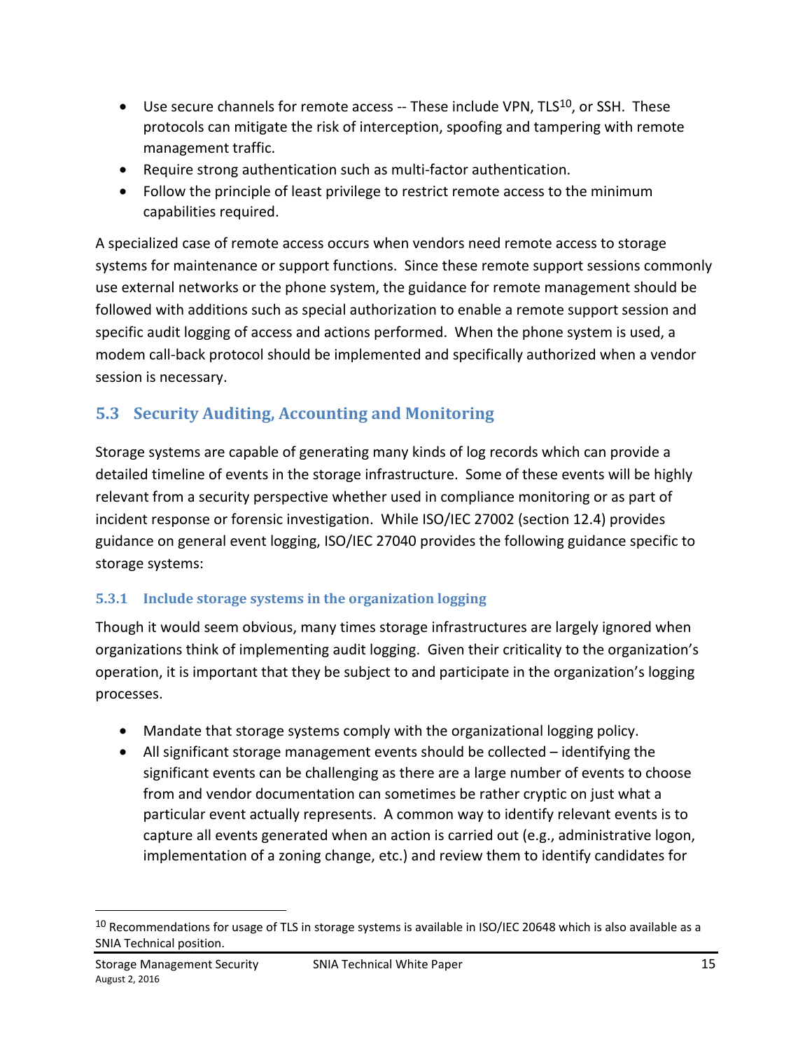- Use secure channels for remote access -- These include VPN, TLS[10], or SSH. These protocols can mitigate the risk of interception, spoofing and tampering with remote management traffic.
- Require strong authentication such as multi-factor authentication.
- Follow the principle of least privilege to restrict remote access to the minimum capabilities required.

A specialized case of remote access occurs when vendors need remote access to storage systems for maintenance or support functions. Since these remote support sessions commonly use external networks or the phone system, the guidance for remote management should be followed with additions such as special authorization to enable a remote support session and specific audit logging of access and actions performed. When the phone system is used, a modem call-back protocol should be implemented and specifically authorized when a vendor session is necessary.

## 5.3 Security Auditing, Accounting and Monitoring

Storage systems are capable of generating many kinds of log records which can provide a detailed timeline of events in the storage infrastructure. Some of these events will be highly relevant from a security perspective whether used in compliance monitoring or as part of incident response or forensic investigation. While ISO/IEC 27002 (section 12.4) provides guidance on general event logging, ISO/IEC 27040 provides the following guidance specific to storage systems:

### 5.3.1 Include storage systems in the organization logging

Though it would seem obvious, many times storage infrastructures are largely ignored when organizations think of implementing audit logging. Given their criticality to the organization's operation, it is important that they be subject to and participate in the organization's logging processes.

- Mandate that storage systems comply with the organizational logging policy.
- All significant storage management events should be collected – identifying the significant events can be challenging as there are a large number of events to choose from and vendor documentation can sometimes be rather cryptic on just what a particular event actually represents. A common way to identify relevant events is to capture all events generated when an action is carried out (e.g., administrative logon, implementation of a zoning change, etc.) and review them to identify candidates for

[10] Recommendations for usage of TLS in storage systems is available in ISO/IEC 20648 which is also available as a SNIA Technical position.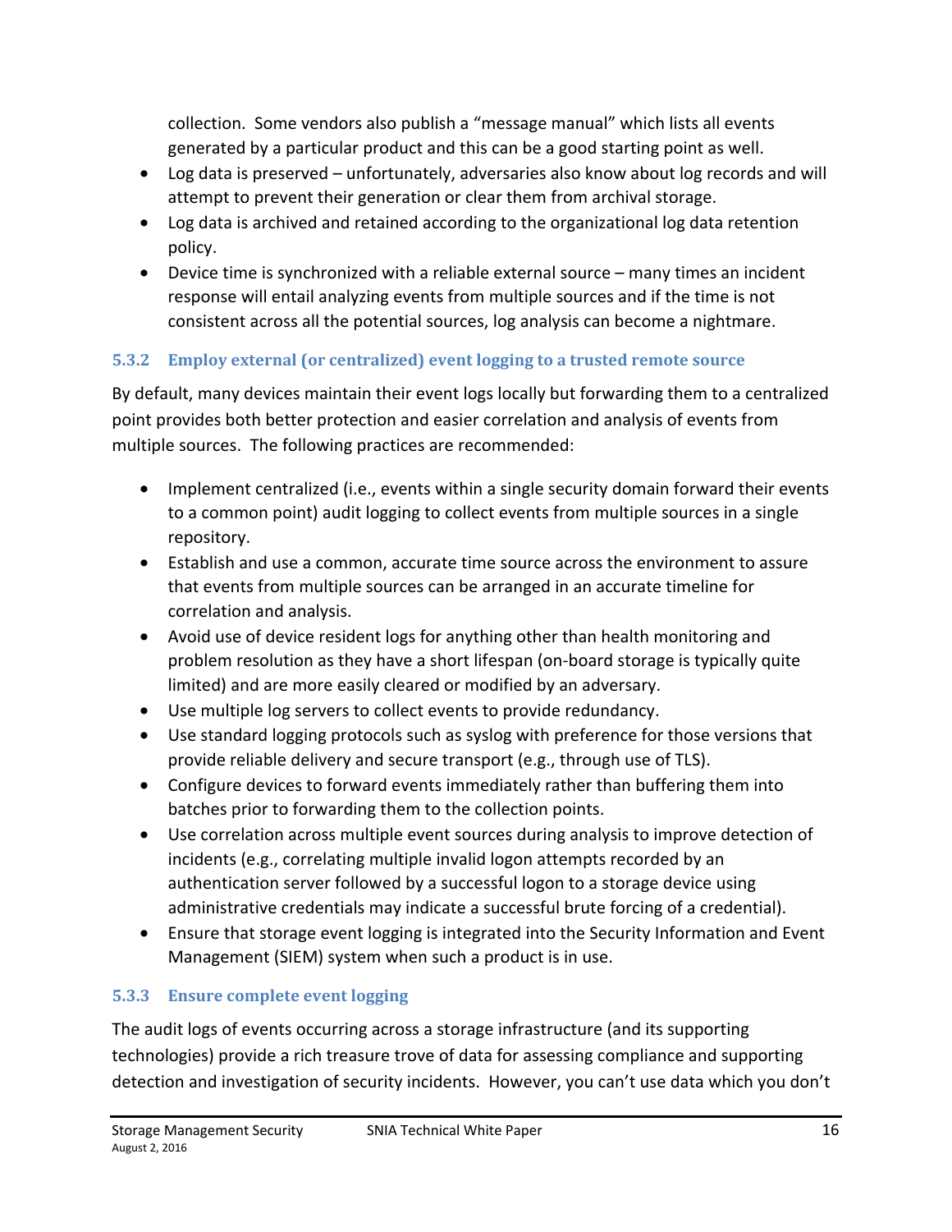collection. Some vendors also publish a "message manual" which lists all events generated by a particular product and this can be a good starting point as well.

- Log data is preserved – unfortunately, adversaries also know about log records and will attempt to prevent their generation or clear them from archival storage.
- Log data is archived and retained according to the organizational log data retention policy.
- Device time is synchronized with a reliable external source – many times an incident response will entail analyzing events from multiple sources and if the time is not consistent across all the potential sources, log analysis can become a nightmare.

### 5.3.2 Employ external (or centralized) event logging to a trusted remote source

By default, many devices maintain their event logs locally but forwarding them to a centralized point provides both better protection and easier correlation and analysis of events from multiple sources. The following practices are recommended:

- Implement centralized (i.e., events within a single security domain forward their events to a common point) audit logging to collect events from multiple sources in a single repository.
- Establish and use a common, accurate time source across the environment to assure that events from multiple sources can be arranged in an accurate timeline for correlation and analysis.
- Avoid use of device resident logs for anything other than health monitoring and problem resolution as they have a short lifespan (on-board storage is typically quite limited) and are more easily cleared or modified by an adversary.
- Use multiple log servers to collect events to provide redundancy.
- Use standard logging protocols such as syslog with preference for those versions that provide reliable delivery and secure transport (e.g., through use of TLS).
- Configure devices to forward events immediately rather than buffering them into batches prior to forwarding them to the collection points.
- Use correlation across multiple event sources during analysis to improve detection of incidents (e.g., correlating multiple invalid logon attempts recorded by an authentication server followed by a successful logon to a storage device using administrative credentials may indicate a successful brute forcing of a credential).
- Ensure that storage event logging is integrated into the Security Information and Event Management (SIEM) system when such a product is in use.

### 5.3.3 Ensure complete event logging

The audit logs of events occurring across a storage infrastructure (and its supporting technologies) provide a rich treasure trove of data for assessing compliance and supporting detection and investigation of security incidents. However, you can't use data which you don't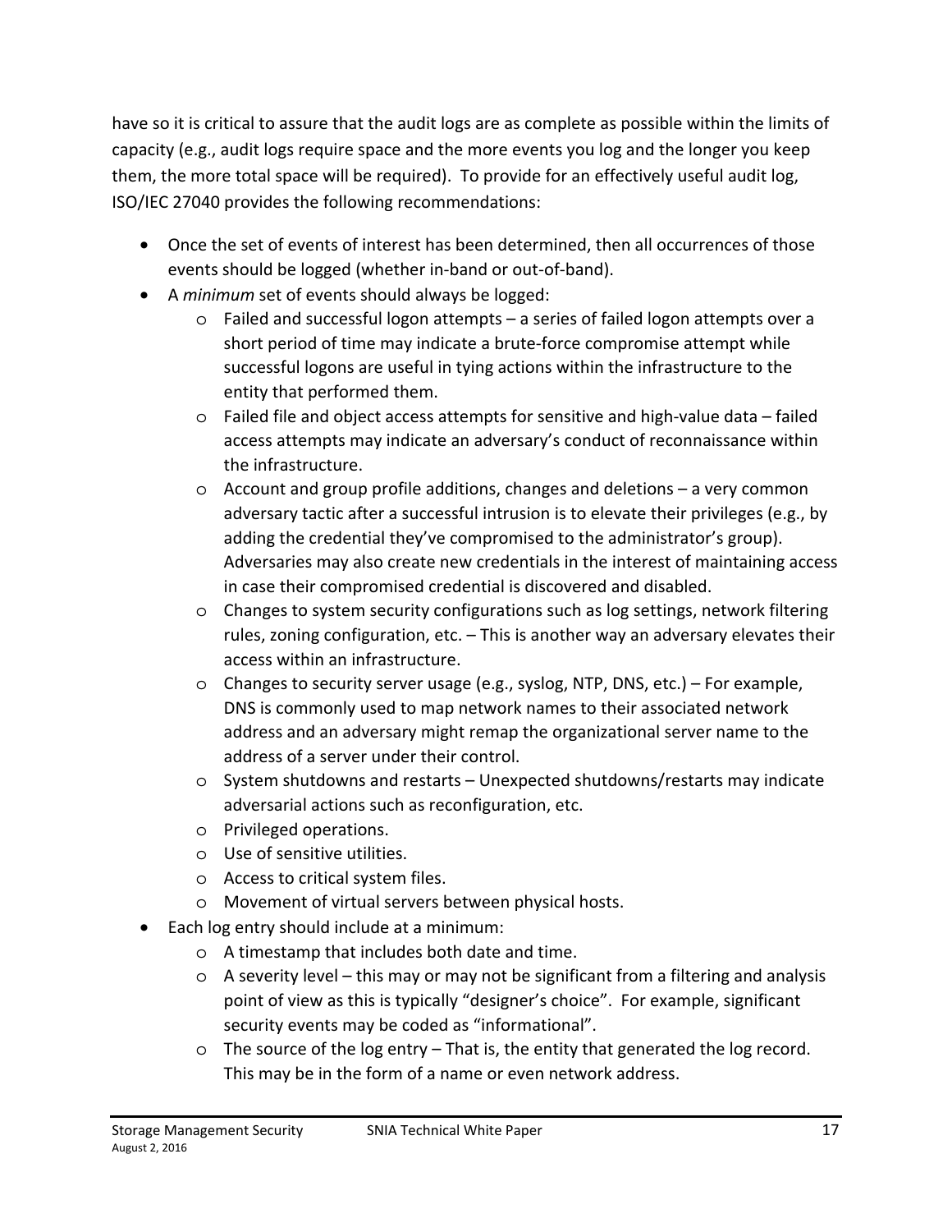have so it is critical to assure that the audit logs are as complete as possible within the limits of capacity (e.g., audit logs require space and the more events you log and the longer you keep them, the more total space will be required). To provide for an effectively useful audit log, ISO/IEC 27040 provides the following recommendations:

- Once the set of events of interest has been determined, then all occurrences of those events should be logged (whether in-band or out-of-band).
- A *minimum* set of events should always be logged:
  - Failed and successful logon attempts – a series of failed logon attempts over a short period of time may indicate a brute-force compromise attempt while successful logons are useful in tying actions within the infrastructure to the entity that performed them.
  - Failed file and object access attempts for sensitive and high-value data – failed access attempts may indicate an adversary's conduct of reconnaissance within the infrastructure.
  - Account and group profile additions, changes and deletions – a very common adversary tactic after a successful intrusion is to elevate their privileges (e.g., by adding the credential they've compromised to the administrator's group). Adversaries may also create new credentials in the interest of maintaining access in case their compromised credential is discovered and disabled.
  - Changes to system security configurations such as log settings, network filtering rules, zoning configuration, etc. – This is another way an adversary elevates their access within an infrastructure.
  - Changes to security server usage (e.g., syslog, NTP, DNS, etc.) – For example, DNS is commonly used to map network names to their associated network address and an adversary might remap the organizational server name to the address of a server under their control.
  - System shutdowns and restarts – Unexpected shutdowns/restarts may indicate adversarial actions such as reconfiguration, etc.
  - Privileged operations.
  - Use of sensitive utilities.
  - Access to critical system files.
  - Movement of virtual servers between physical hosts.
- Each log entry should include at a minimum:
  - A timestamp that includes both date and time.
  - A severity level – this may or may not be significant from a filtering and analysis point of view as this is typically "designer's choice". For example, significant security events may be coded as "informational".
  - The source of the log entry – That is, the entity that generated the log record. This may be in the form of a name or even network address.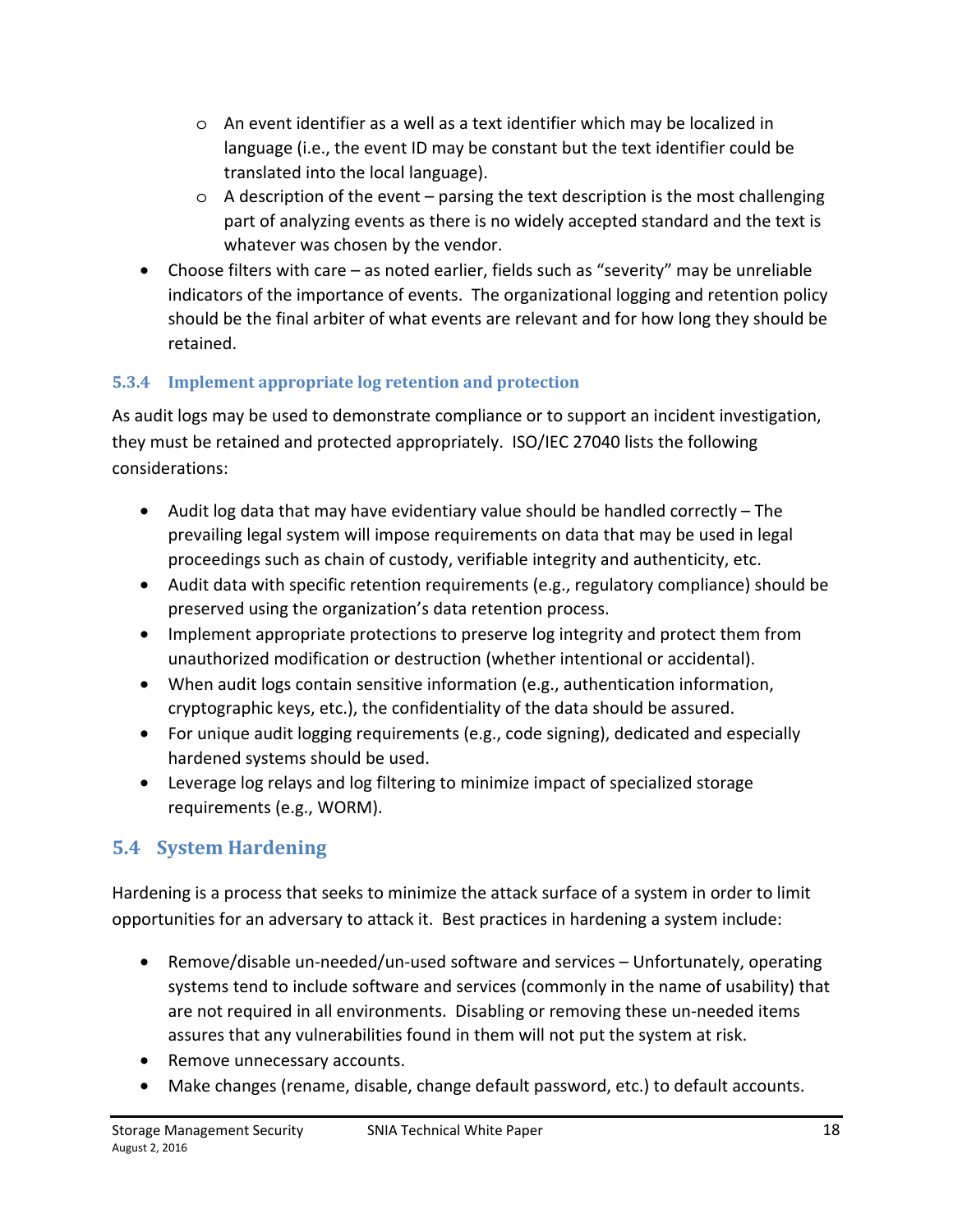- An event identifier as a well as a text identifier which may be localized in language (i.e., the event ID may be constant but the text identifier could be translated into the local language).
   - A description of the event – parsing the text description is the most challenging part of analyzing events as there is no widely accepted standard and the text is whatever was chosen by the vendor.
- Choose filters with care – as noted earlier, fields such as "severity" may be unreliable indicators of the importance of events. The organizational logging and retention policy should be the final arbiter of what events are relevant and for how long they should be retained.

#### 5.3.4 Implement appropriate log retention and protection

As audit logs may be used to demonstrate compliance or to support an incident investigation, they must be retained and protected appropriately. ISO/IEC 27040 lists the following considerations:

- Audit log data that may have evidentiary value should be handled correctly – The prevailing legal system will impose requirements on data that may be used in legal proceedings such as chain of custody, verifiable integrity and authenticity, etc.
- Audit data with specific retention requirements (e.g., regulatory compliance) should be preserved using the organization's data retention process.
- Implement appropriate protections to preserve log integrity and protect them from unauthorized modification or destruction (whether intentional or accidental).
- When audit logs contain sensitive information (e.g., authentication information, cryptographic keys, etc.), the confidentiality of the data should be assured.
- For unique audit logging requirements (e.g., code signing), dedicated and especially hardened systems should be used.
- Leverage log relays and log filtering to minimize impact of specialized storage requirements (e.g., WORM).

## 5.4 System Hardening

Hardening is a process that seeks to minimize the attack surface of a system in order to limit opportunities for an adversary to attack it. Best practices in hardening a system include:

- Remove/disable un-needed/un-used software and services – Unfortunately, operating systems tend to include software and services (commonly in the name of usability) that are not required in all environments. Disabling or removing these un-needed items assures that any vulnerabilities found in them will not put the system at risk.
- Remove unnecessary accounts.
- Make changes (rename, disable, change default password, etc.) to default accounts.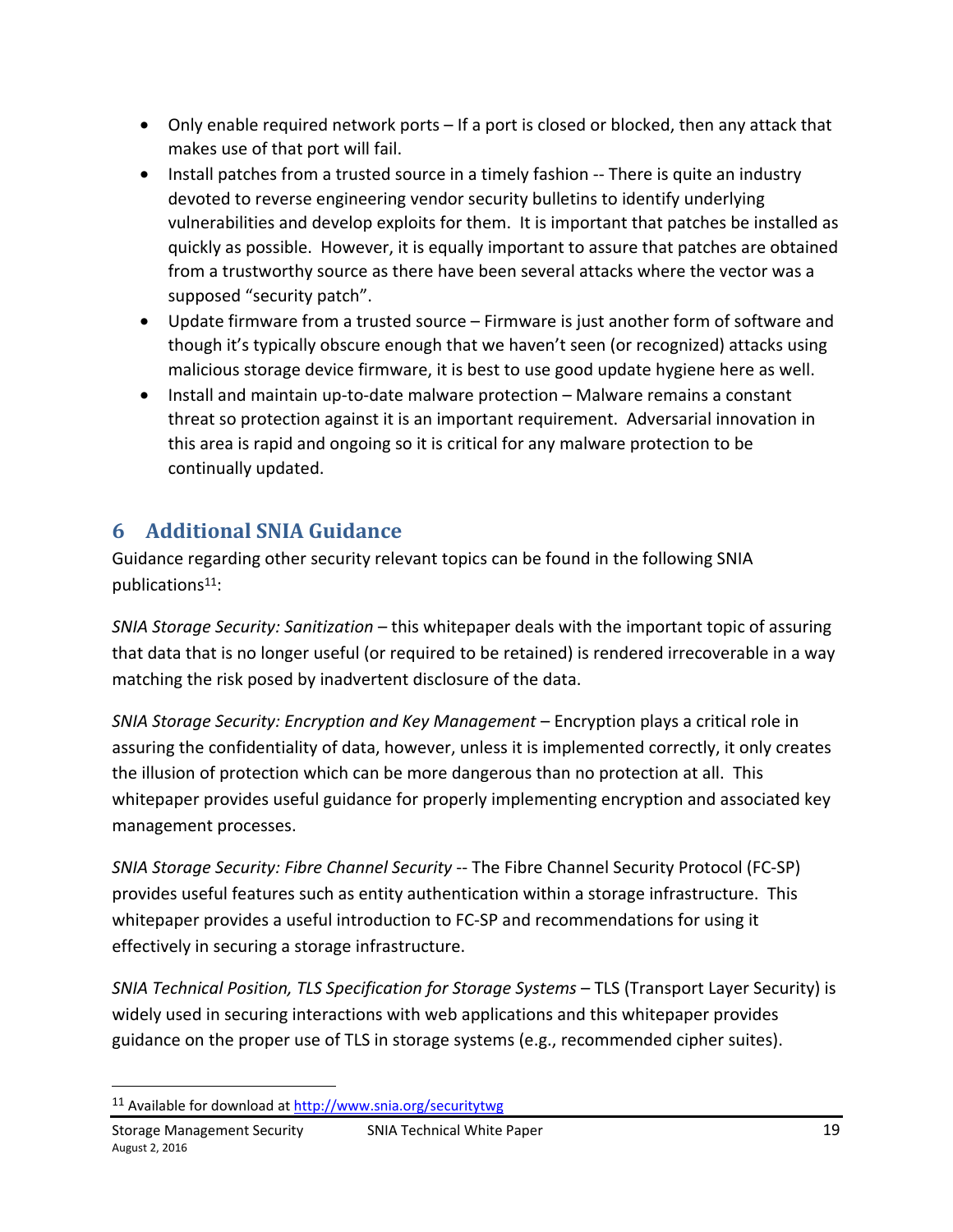- Only enable required network ports – If a port is closed or blocked, then any attack that makes use of that port will fail.
- Install patches from a trusted source in a timely fashion -- There is quite an industry devoted to reverse engineering vendor security bulletins to identify underlying vulnerabilities and develop exploits for them. It is important that patches be installed as quickly as possible. However, it is equally important to assure that patches are obtained from a trustworthy source as there have been several attacks where the vector was a supposed "security patch".
- Update firmware from a trusted source – Firmware is just another form of software and though it's typically obscure enough that we haven't seen (or recognized) attacks using malicious storage device firmware, it is best to use good update hygiene here as well.
- Install and maintain up-to-date malware protection – Malware remains a constant threat so protection against it is an important requirement. Adversarial innovation in this area is rapid and ongoing so it is critical for any malware protection to be continually updated.

# 6 Additional SNIA Guidance

Guidance regarding other security relevant topics can be found in the following SNIA publications[11]:

*SNIA Storage Security: Sanitization* – this whitepaper deals with the important topic of assuring that data that is no longer useful (or required to be retained) is rendered irrecoverable in a way matching the risk posed by inadvertent disclosure of the data.

*SNIA Storage Security: Encryption and Key Management* – Encryption plays a critical role in assuring the confidentiality of data, however, unless it is implemented correctly, it only creates the illusion of protection which can be more dangerous than no protection at all. This whitepaper provides useful guidance for properly implementing encryption and associated key management processes.

*SNIA Storage Security: Fibre Channel Security* -- The Fibre Channel Security Protocol (FC-SP) provides useful features such as entity authentication within a storage infrastructure. This whitepaper provides a useful introduction to FC-SP and recommendations for using it effectively in securing a storage infrastructure.

*SNIA Technical Position, TLS Specification for Storage Systems* – TLS (Transport Layer Security) is widely used in securing interactions with web applications and this whitepaper provides guidance on the proper use of TLS in storage systems (e.g., recommended cipher suites).

[11] Available for download at http://www.snia.org/securitytwg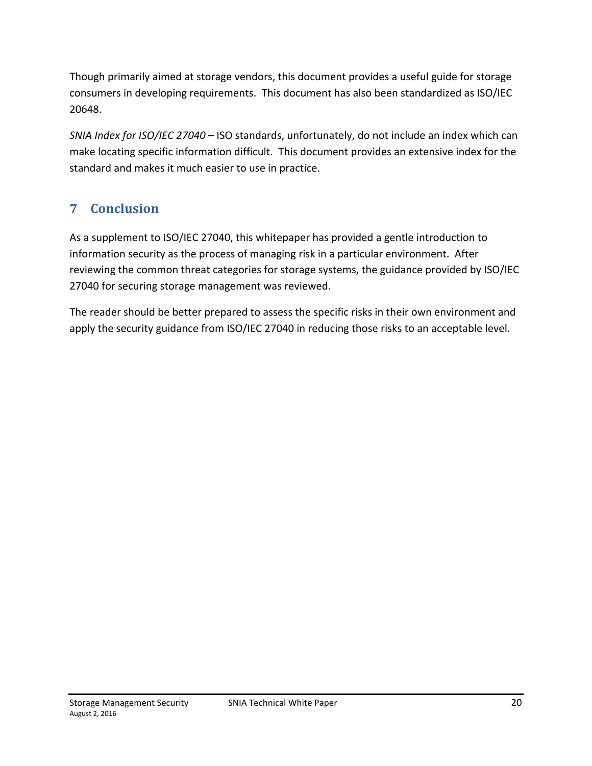Though primarily aimed at storage vendors, this document provides a useful guide for storage consumers in developing requirements. This document has also been standardized as ISO/IEC 20648.

*SNIA Index for ISO/IEC 27040* – ISO standards, unfortunately, do not include an index which can make locating specific information difficult. This document provides an extensive index for the standard and makes it much easier to use in practice.

# 7 Conclusion

As a supplement to ISO/IEC 27040, this whitepaper has provided a gentle introduction to information security as the process of managing risk in a particular environment. After reviewing the common threat categories for storage systems, the guidance provided by ISO/IEC 27040 for securing storage management was reviewed.

The reader should be better prepared to assess the specific risks in their own environment and apply the security guidance from ISO/IEC 27040 in reducing those risks to an acceptable level.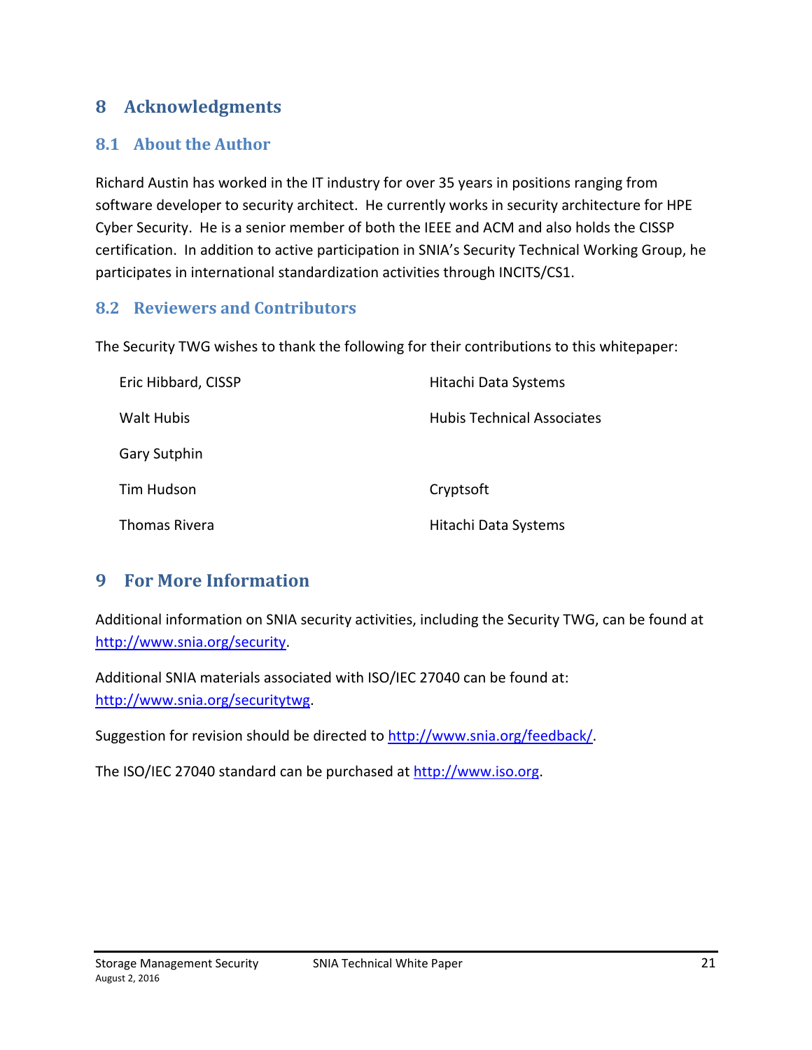# 8 Acknowledgments

## 8.1 About the Author

Richard Austin has worked in the IT industry for over 35 years in positions ranging from software developer to security architect. He currently works in security architecture for HPE Cyber Security. He is a senior member of both the IEEE and ACM and also holds the CISSP certification. In addition to active participation in SNIA's Security Technical Working Group, he participates in international standardization activities through INCITS/CS1.

## 8.2 Reviewers and Contributors

The Security TWG wishes to thank the following for their contributions to this whitepaper:

| | |
|---|---|
| Eric Hibbard, CISSP | Hitachi Data Systems |
| Walt Hubis | Hubis Technical Associates |
| Gary Sutphin | |
| Tim Hudson | Cryptsoft |
| Thomas Rivera | Hitachi Data Systems |

# 9 For More Information

Additional information on SNIA security activities, including the Security TWG, can be found at http://www.snia.org/security.

Additional SNIA materials associated with ISO/IEC 27040 can be found at: http://www.snia.org/securitytwg.

Suggestion for revision should be directed to http://www.snia.org/feedback/.

The ISO/IEC 27040 standard can be purchased at http://www.iso.org.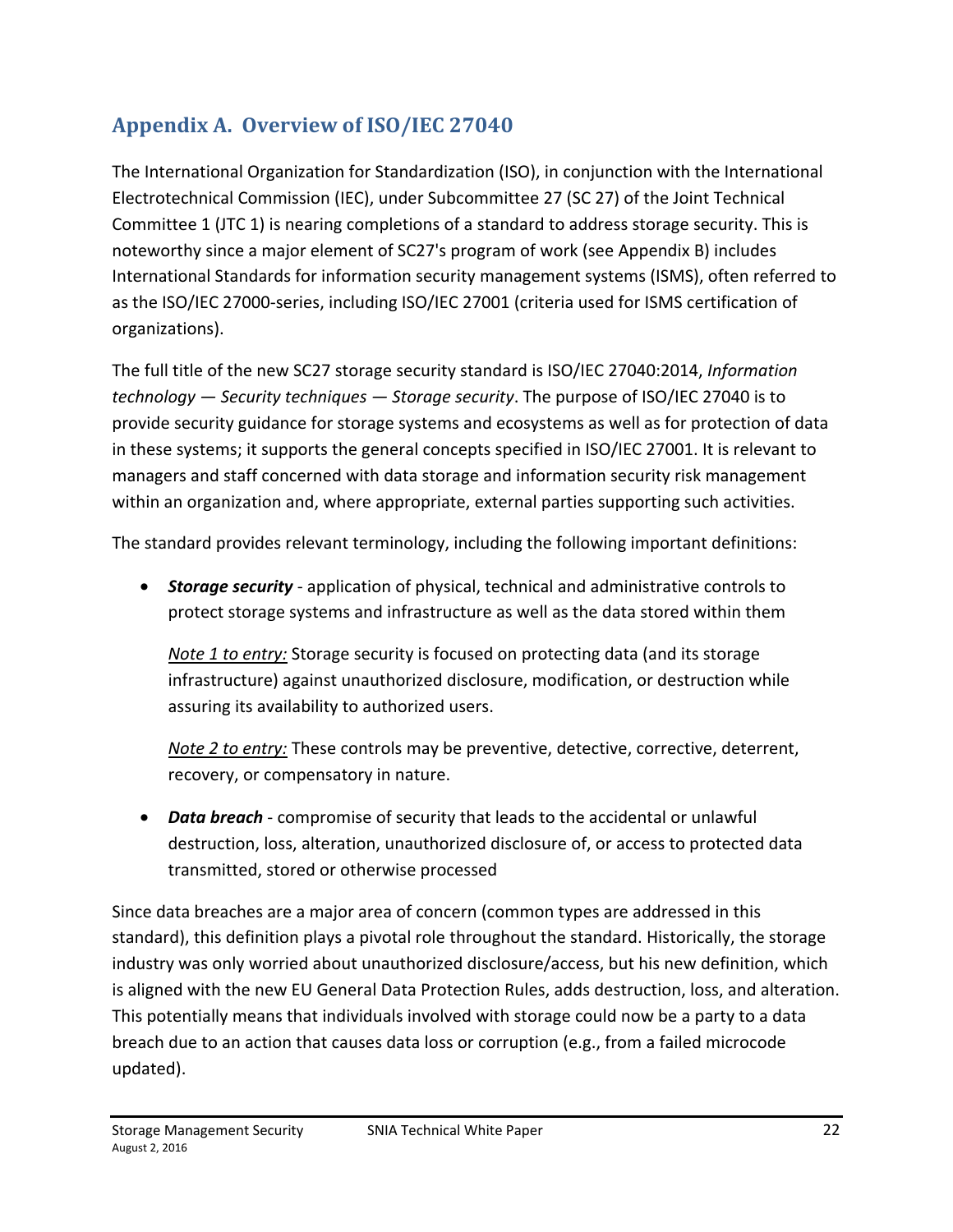## Appendix A. Overview of ISO/IEC 27040

The International Organization for Standardization (ISO), in conjunction with the International Electrotechnical Commission (IEC), under Subcommittee 27 (SC 27) of the Joint Technical Committee 1 (JTC 1) is nearing completions of a standard to address storage security. This is noteworthy since a major element of SC27's program of work (see Appendix B) includes International Standards for information security management systems (ISMS), often referred to as the ISO/IEC 27000-series, including ISO/IEC 27001 (criteria used for ISMS certification of organizations).

The full title of the new SC27 storage security standard is ISO/IEC 27040:2014, *Information technology — Security techniques — Storage security*. The purpose of ISO/IEC 27040 is to provide security guidance for storage systems and ecosystems as well as for protection of data in these systems; it supports the general concepts specified in ISO/IEC 27001. It is relevant to managers and staff concerned with data storage and information security risk management within an organization and, where appropriate, external parties supporting such activities.

The standard provides relevant terminology, including the following important definitions:

- ***Storage security*** - application of physical, technical and administrative controls to protect storage systems and infrastructure as well as the data stored within them

  <u>*Note 1 to entry:*</u> Storage security is focused on protecting data (and its storage infrastructure) against unauthorized disclosure, modification, or destruction while assuring its availability to authorized users.

  <u>*Note 2 to entry:*</u> These controls may be preventive, detective, corrective, deterrent, recovery, or compensatory in nature.

- ***Data breach*** - compromise of security that leads to the accidental or unlawful destruction, loss, alteration, unauthorized disclosure of, or access to protected data transmitted, stored or otherwise processed

Since data breaches are a major area of concern (common types are addressed in this standard), this definition plays a pivotal role throughout the standard. Historically, the storage industry was only worried about unauthorized disclosure/access, but his new definition, which is aligned with the new EU General Data Protection Rules, adds destruction, loss, and alteration. This potentially means that individuals involved with storage could now be a party to a data breach due to an action that causes data loss or corruption (e.g., from a failed microcode updated).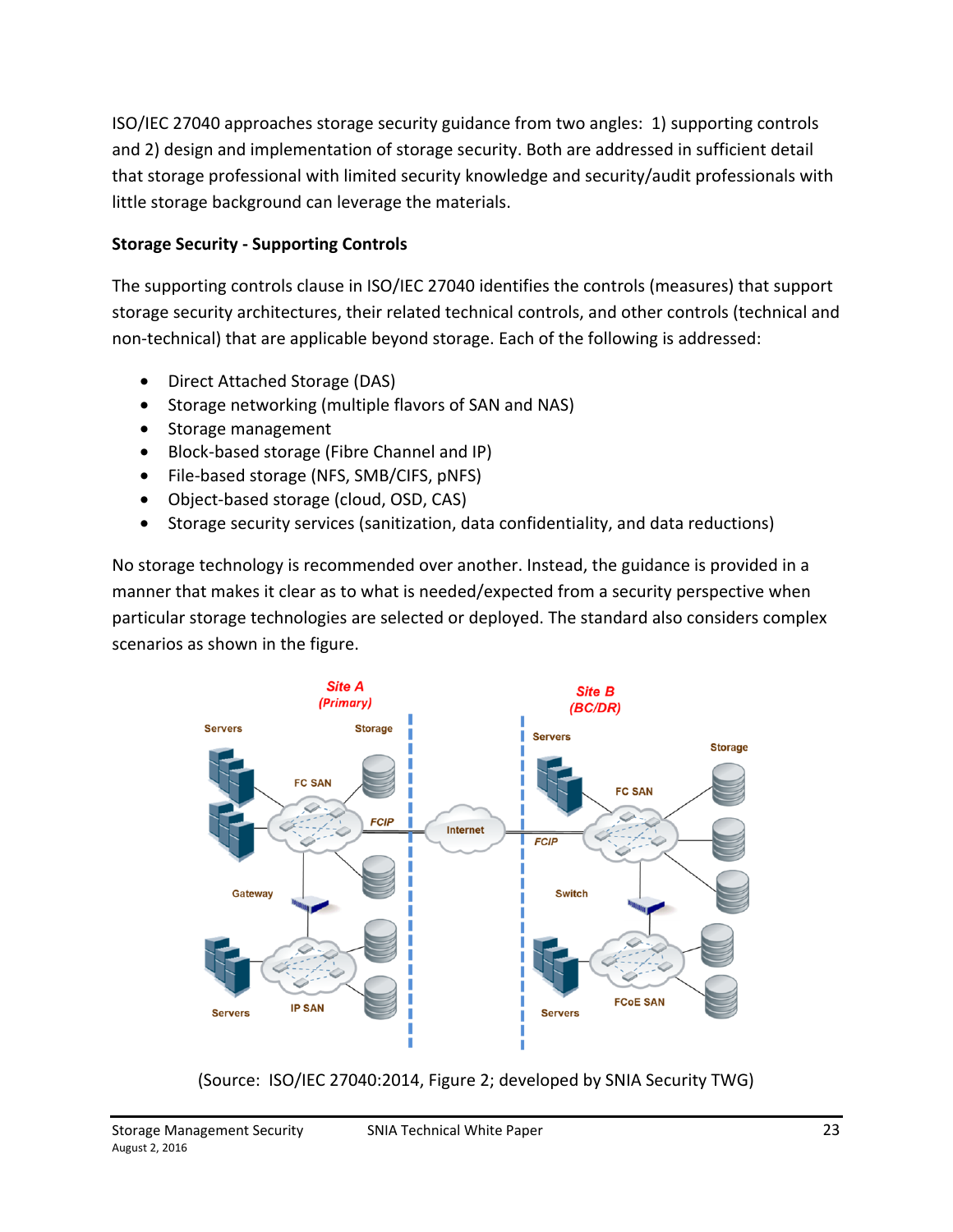ISO/IEC 27040 approaches storage security guidance from two angles: 1) supporting controls and 2) design and implementation of storage security. Both are addressed in sufficient detail that storage professional with limited security knowledge and security/audit professionals with little storage background can leverage the materials.

**Storage Security - Supporting Controls**

The supporting controls clause in ISO/IEC 27040 identifies the controls (measures) that support storage security architectures, their related technical controls, and other controls (technical and non-technical) that are applicable beyond storage. Each of the following is addressed:

- Direct Attached Storage (DAS)
- Storage networking (multiple flavors of SAN and NAS)
- Storage management
- Block-based storage (Fibre Channel and IP)
- File-based storage (NFS, SMB/CIFS, pNFS)
- Object-based storage (cloud, OSD, CAS)
- Storage security services (sanitization, data confidentiality, and data reductions)

No storage technology is recommended over another. Instead, the guidance is provided in a manner that makes it clear as to what is needed/expected from a security perspective when particular storage technologies are selected or deployed. The standard also considers complex scenarios as shown in the figure.

(Source: ISO/IEC 27040:2014, Figure 2; developed by SNIA Security TWG)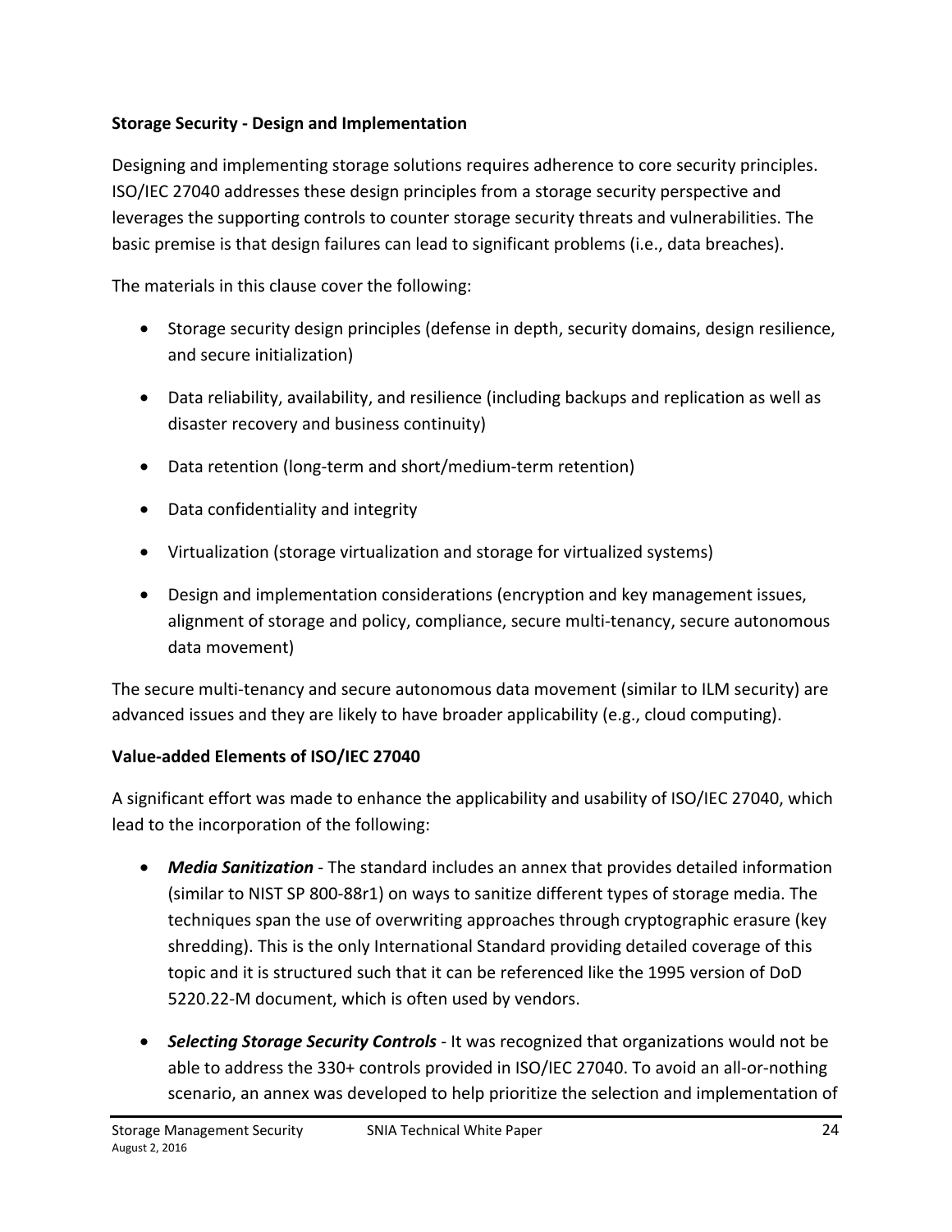**Storage Security - Design and Implementation**

Designing and implementing storage solutions requires adherence to core security principles. ISO/IEC 27040 addresses these design principles from a storage security perspective and leverages the supporting controls to counter storage security threats and vulnerabilities. The basic premise is that design failures can lead to significant problems (i.e., data breaches).

The materials in this clause cover the following:

- Storage security design principles (defense in depth, security domains, design resilience, and secure initialization)
- Data reliability, availability, and resilience (including backups and replication as well as disaster recovery and business continuity)
- Data retention (long-term and short/medium-term retention)
- Data confidentiality and integrity
- Virtualization (storage virtualization and storage for virtualized systems)
- Design and implementation considerations (encryption and key management issues, alignment of storage and policy, compliance, secure multi-tenancy, secure autonomous data movement)

The secure multi-tenancy and secure autonomous data movement (similar to ILM security) are advanced issues and they are likely to have broader applicability (e.g., cloud computing).

**Value-added Elements of ISO/IEC 27040**

A significant effort was made to enhance the applicability and usability of ISO/IEC 27040, which lead to the incorporation of the following:

- ***Media Sanitization*** - The standard includes an annex that provides detailed information (similar to NIST SP 800-88r1) on ways to sanitize different types of storage media. The techniques span the use of overwriting approaches through cryptographic erasure (key shredding). This is the only International Standard providing detailed coverage of this topic and it is structured such that it can be referenced like the 1995 version of DoD 5220.22-M document, which is often used by vendors.
- ***Selecting Storage Security Controls*** - It was recognized that organizations would not be able to address the 330+ controls provided in ISO/IEC 27040. To avoid an all-or-nothing scenario, an annex was developed to help prioritize the selection and implementation of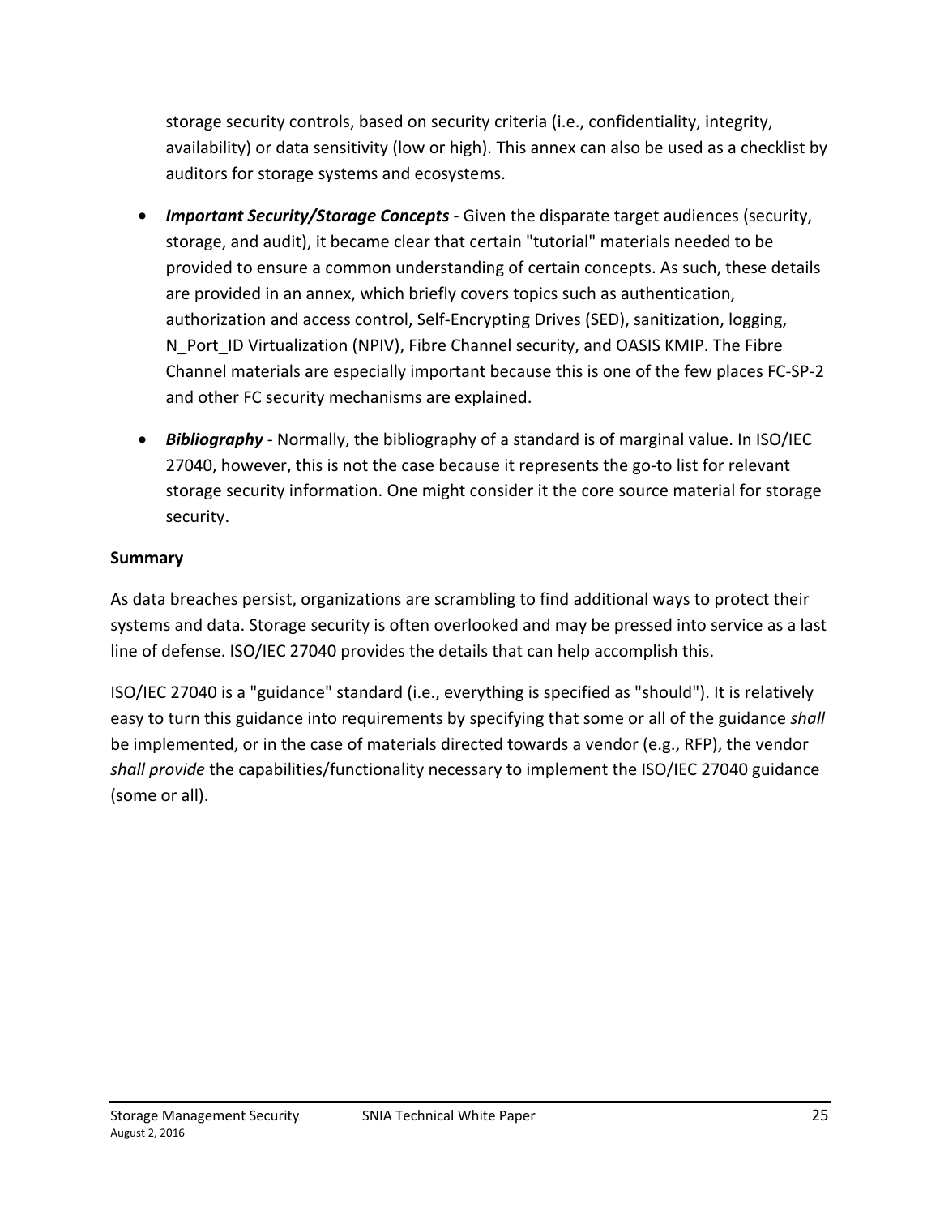storage security controls, based on security criteria (i.e., confidentiality, integrity, availability) or data sensitivity (low or high). This annex can also be used as a checklist by auditors for storage systems and ecosystems.

- ***Important Security/Storage Concepts*** - Given the disparate target audiences (security, storage, and audit), it became clear that certain "tutorial" materials needed to be provided to ensure a common understanding of certain concepts. As such, these details are provided in an annex, which briefly covers topics such as authentication, authorization and access control, Self-Encrypting Drives (SED), sanitization, logging, N_Port_ID Virtualization (NPIV), Fibre Channel security, and OASIS KMIP. The Fibre Channel materials are especially important because this is one of the few places FC-SP-2 and other FC security mechanisms are explained.
- ***Bibliography*** - Normally, the bibliography of a standard is of marginal value. In ISO/IEC 27040, however, this is not the case because it represents the go-to list for relevant storage security information. One might consider it the core source material for storage security.

**Summary**

As data breaches persist, organizations are scrambling to find additional ways to protect their systems and data. Storage security is often overlooked and may be pressed into service as a last line of defense. ISO/IEC 27040 provides the details that can help accomplish this.

ISO/IEC 27040 is a "guidance" standard (i.e., everything is specified as "should"). It is relatively easy to turn this guidance into requirements by specifying that some or all of the guidance *shall* be implemented, or in the case of materials directed towards a vendor (e.g., RFP), the vendor *shall provide* the capabilities/functionality necessary to implement the ISO/IEC 27040 guidance (some or all).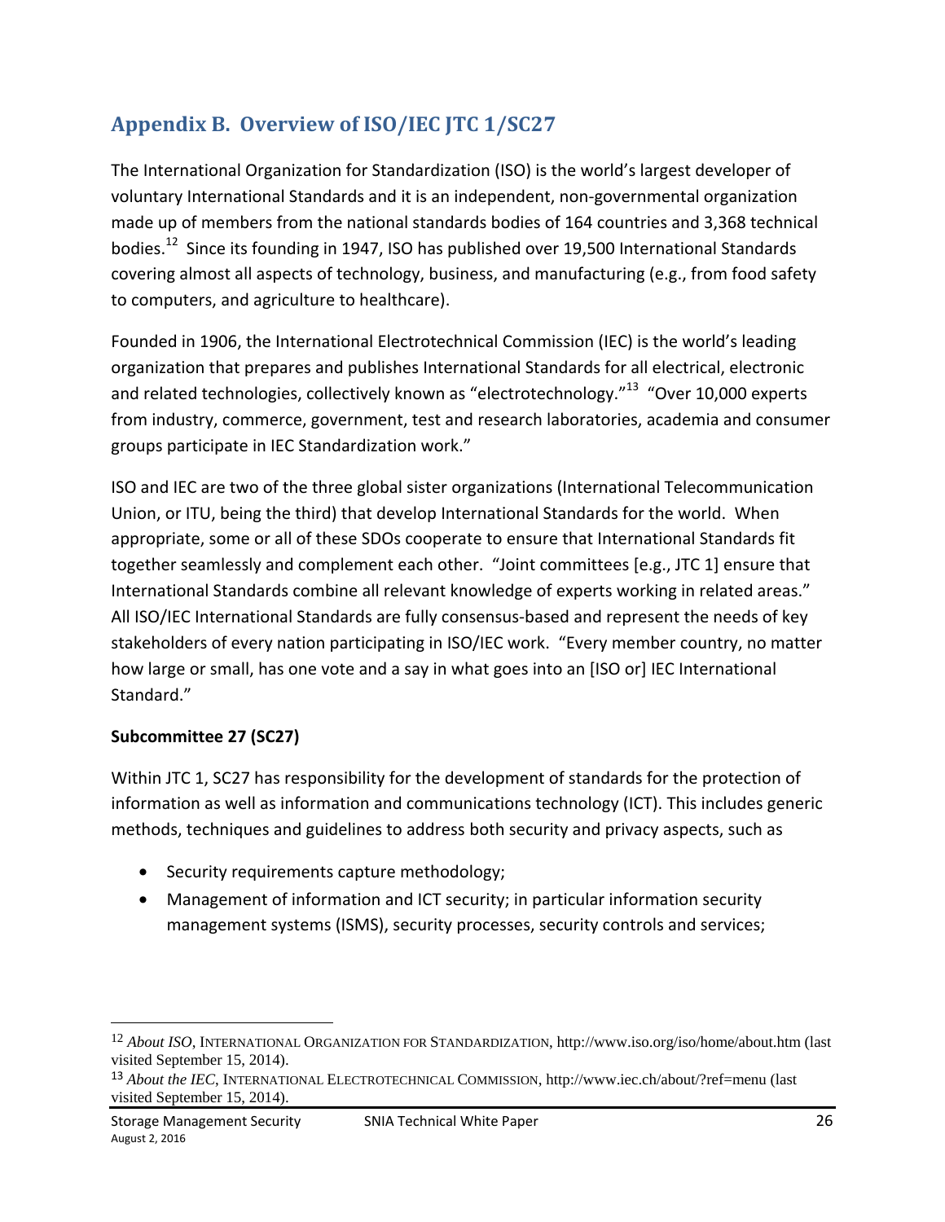## Appendix B. Overview of ISO/IEC JTC 1/SC27

The International Organization for Standardization (ISO) is the world's largest developer of voluntary International Standards and it is an independent, non-governmental organization made up of members from the national standards bodies of 164 countries and 3,368 technical bodies.[12] Since its founding in 1947, ISO has published over 19,500 International Standards covering almost all aspects of technology, business, and manufacturing (e.g., from food safety to computers, and agriculture to healthcare).

Founded in 1906, the International Electrotechnical Commission (IEC) is the world's leading organization that prepares and publishes International Standards for all electrical, electronic and related technologies, collectively known as "electrotechnology."[13] "Over 10,000 experts from industry, commerce, government, test and research laboratories, academia and consumer groups participate in IEC Standardization work."

ISO and IEC are two of the three global sister organizations (International Telecommunication Union, or ITU, being the third) that develop International Standards for the world. When appropriate, some or all of these SDOs cooperate to ensure that International Standards fit together seamlessly and complement each other. "Joint committees [e.g., JTC 1] ensure that International Standards combine all relevant knowledge of experts working in related areas." All ISO/IEC International Standards are fully consensus-based and represent the needs of key stakeholders of every nation participating in ISO/IEC work. "Every member country, no matter how large or small, has one vote and a say in what goes into an [ISO or] IEC International Standard."

**Subcommittee 27 (SC27)**

Within JTC 1, SC27 has responsibility for the development of standards for the protection of information as well as information and communications technology (ICT). This includes generic methods, techniques and guidelines to address both security and privacy aspects, such as

- Security requirements capture methodology;
- Management of information and ICT security; in particular information security management systems (ISMS), security processes, security controls and services;

---

[12] *About ISO*, International Organization for Standardization, http://www.iso.org/iso/home/about.htm (last visited September 15, 2014).

[13] *About the IEC*, International Electrotechnical Commission, http://www.iec.ch/about/?ref=menu (last visited September 15, 2014).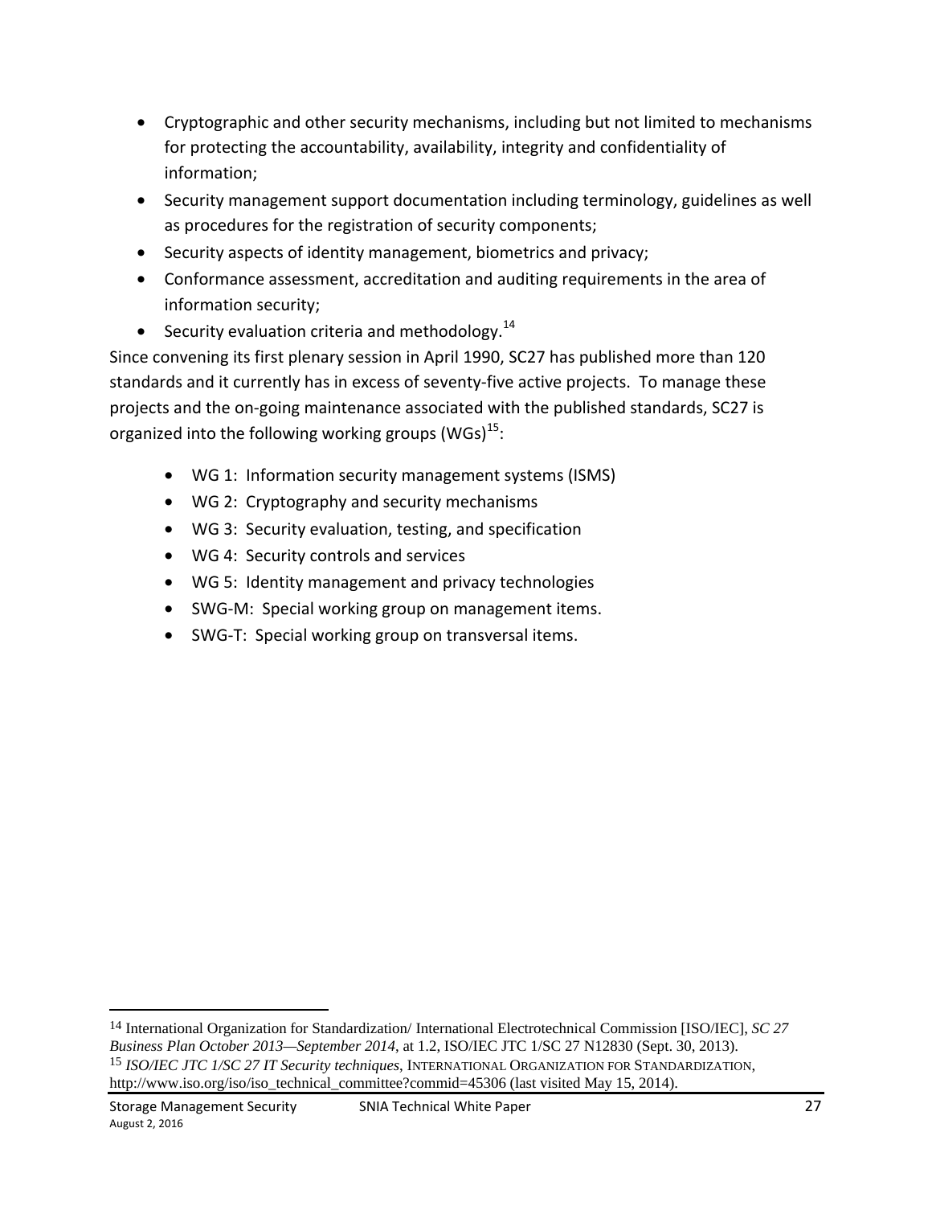- Cryptographic and other security mechanisms, including but not limited to mechanisms for protecting the accountability, availability, integrity and confidentiality of information;
- Security management support documentation including terminology, guidelines as well as procedures for the registration of security components;
- Security aspects of identity management, biometrics and privacy;
- Conformance assessment, accreditation and auditing requirements in the area of information security;
- Security evaluation criteria and methodology.[14]

Since convening its first plenary session in April 1990, SC27 has published more than 120 standards and it currently has in excess of seventy-five active projects. To manage these projects and the on-going maintenance associated with the published standards, SC27 is organized into the following working groups (WGs)[15]:

- WG 1: Information security management systems (ISMS)
- WG 2: Cryptography and security mechanisms
- WG 3: Security evaluation, testing, and specification
- WG 4: Security controls and services
- WG 5: Identity management and privacy technologies
- SWG-M: Special working group on management items.
- SWG-T: Special working group on transversal items.

---

[14] International Organization for Standardization/ International Electrotechnical Commission [ISO/IEC], *SC 27 Business Plan October 2013—September 2014*, at 1.2, ISO/IEC JTC 1/SC 27 N12830 (Sept. 30, 2013).

[15] *ISO/IEC JTC 1/SC 27 IT Security techniques*, INTERNATIONAL ORGANIZATION FOR STANDARDIZATION, http://www.iso.org/iso/iso_technical_committee?commid=45306 (last visited May 15, 2014).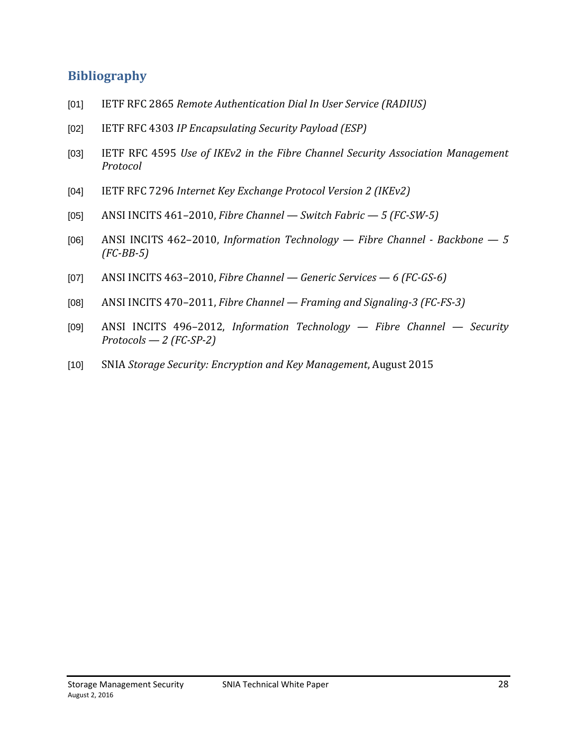## Bibliography

[01] IETF RFC 2865 *Remote Authentication Dial In User Service (RADIUS)*

[02] IETF RFC 4303 *IP Encapsulating Security Payload (ESP)*

[03] IETF RFC 4595 *Use of IKEv2 in the Fibre Channel Security Association Management Protocol*

[04] IETF RFC 7296 *Internet Key Exchange Protocol Version 2 (IKEv2)*

[05] ANSI INCITS 461–2010, *Fibre Channel — Switch Fabric — 5 (FC-SW-5)*

[06] ANSI INCITS 462–2010, *Information Technology — Fibre Channel - Backbone — 5 (FC-BB-5)*

[07] ANSI INCITS 463–2010, *Fibre Channel — Generic Services — 6 (FC-GS-6)*

[08] ANSI INCITS 470–2011, *Fibre Channel — Framing and Signaling-3 (FC-FS-3)*

[09] ANSI INCITS 496–2012, *Information Technology — Fibre Channel — Security Protocols — 2 (FC-SP-2)*

[10] SNIA *Storage Security: Encryption and Key Management*, August 2015